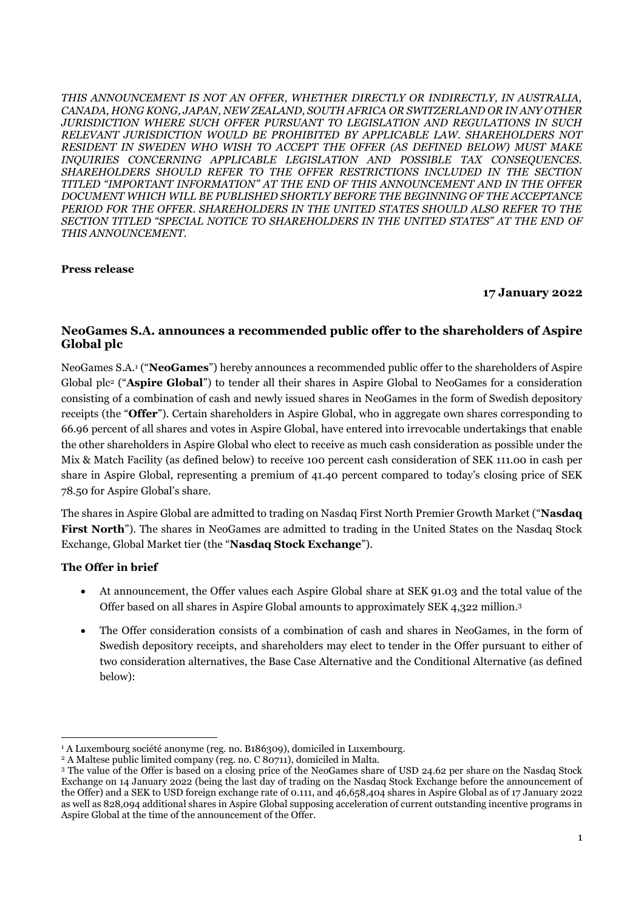*THIS ANNOUNCEMENT IS NOT AN OFFER, WHETHER DIRECTLY OR INDIRECTLY, IN AUSTRALIA, CANADA, HONG KONG, JAPAN, NEW ZEALAND, SOUTH AFRICA OR SWITZERLAND OR IN ANY OTHER JURISDICTION WHERE SUCH OFFER PURSUANT TO LEGISLATION AND REGULATIONS IN SUCH RELEVANT JURISDICTION WOULD BE PROHIBITED BY APPLICABLE LAW. SHAREHOLDERS NOT RESIDENT IN SWEDEN WHO WISH TO ACCEPT THE OFFER (AS DEFINED BELOW) MUST MAKE INQUIRIES CONCERNING APPLICABLE LEGISLATION AND POSSIBLE TAX CONSEQUENCES. SHAREHOLDERS SHOULD REFER TO THE OFFER RESTRICTIONS INCLUDED IN THE SECTION TITLED "IMPORTANT INFORMATION" AT THE END OF THIS ANNOUNCEMENT AND IN THE OFFER DOCUMENT WHICH WILL BE PUBLISHED SHORTLY BEFORE THE BEGINNING OF THE ACCEPTANCE PERIOD FOR THE OFFER. SHAREHOLDERS IN THE UNITED STATES SHOULD ALSO REFER TO THE SECTION TITLED "SPECIAL NOTICE TO SHAREHOLDERS IN THE UNITED STATES" AT THE END OF THIS ANNOUNCEMENT.*

**Press release**

**17 January 2022**

## NeoGames S.A. announces a recommended public offer to the shareholders of Aspire Global plc

NeoGames S.A.[1] ("**NeoGames**") hereby announces a recommended public offer to the shareholders of Aspire Global plc[2] ("**Aspire Global**") to tender all their shares in Aspire Global to NeoGames for a consideration consisting of a combination of cash and newly issued shares in NeoGames in the form of Swedish depository receipts (the "**Offer**"). Certain shareholders in Aspire Global, who in aggregate own shares corresponding to 66.96 percent of all shares and votes in Aspire Global, have entered into irrevocable undertakings that enable the other shareholders in Aspire Global who elect to receive as much cash consideration as possible under the Mix & Match Facility (as defined below) to receive 100 percent cash consideration of SEK 111.00 in cash per share in Aspire Global, representing a premium of 41.40 percent compared to today's closing price of SEK 78.50 for Aspire Global's share.

The shares in Aspire Global are admitted to trading on Nasdaq First North Premier Growth Market ("**Nasdaq First North**"). The shares in NeoGames are admitted to trading in the United States on the Nasdaq Stock Exchange, Global Market tier (the "**Nasdaq Stock Exchange**").

**The Offer in brief**

- At announcement, the Offer values each Aspire Global share at SEK 91.03 and the total value of the Offer based on all shares in Aspire Global amounts to approximately SEK 4,322 million.[3]
- The Offer consideration consists of a combination of cash and shares in NeoGames, in the form of Swedish depository receipts, and shareholders may elect to tender in the Offer pursuant to either of two consideration alternatives, the Base Case Alternative and the Conditional Alternative (as defined below):

---

[1] A Luxembourg société anonyme (reg. no. B186309), domiciled in Luxembourg.

[2] A Maltese public limited company (reg. no. C 80711), domiciled in Malta.

[3] The value of the Offer is based on a closing price of the NeoGames share of USD 24.62 per share on the Nasdaq Stock Exchange on 14 January 2022 (being the last day of trading on the Nasdaq Stock Exchange before the announcement of the Offer) and a SEK to USD foreign exchange rate of 0.111, and 46,658,404 shares in Aspire Global as of 17 January 2022 as well as 828,094 additional shares in Aspire Global supposing acceleration of current outstanding incentive programs in Aspire Global at the time of the announcement of the Offer.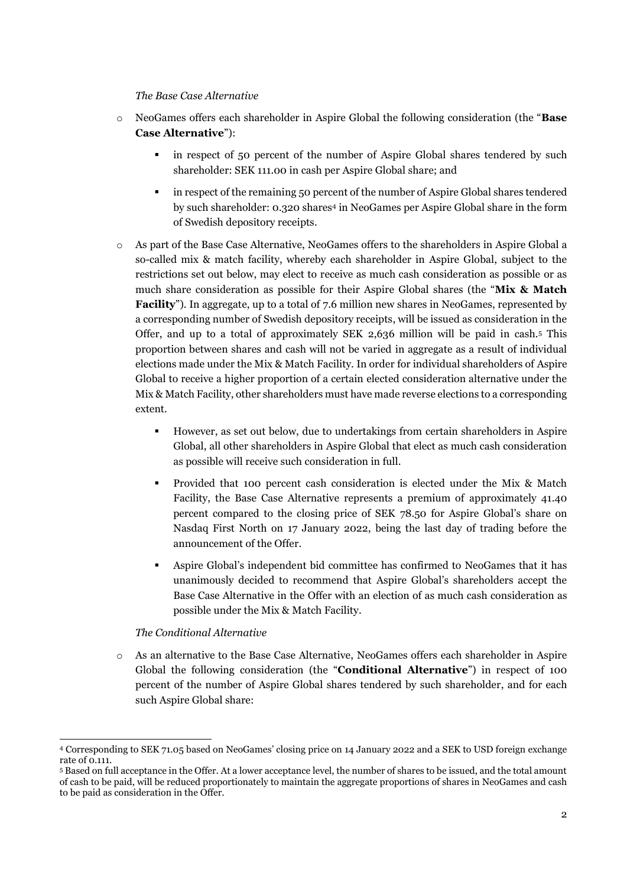*The Base Case Alternative*

- NeoGames offers each shareholder in Aspire Global the following consideration (the "**Base Case Alternative**"):
  - in respect of 50 percent of the number of Aspire Global shares tendered by such shareholder: SEK 111.00 in cash per Aspire Global share; and
  - in respect of the remaining 50 percent of the number of Aspire Global shares tendered by such shareholder: 0.320 shares[4] in NeoGames per Aspire Global share in the form of Swedish depository receipts.
- As part of the Base Case Alternative, NeoGames offers to the shareholders in Aspire Global a so-called mix & match facility, whereby each shareholder in Aspire Global, subject to the restrictions set out below, may elect to receive as much cash consideration as possible or as much share consideration as possible for their Aspire Global shares (the "**Mix & Match Facility**"). In aggregate, up to a total of 7.6 million new shares in NeoGames, represented by a corresponding number of Swedish depository receipts, will be issued as consideration in the Offer, and up to a total of approximately SEK 2,636 million will be paid in cash.[5] This proportion between shares and cash will not be varied in aggregate as a result of individual elections made under the Mix & Match Facility. In order for individual shareholders of Aspire Global to receive a higher proportion of a certain elected consideration alternative under the Mix & Match Facility, other shareholders must have made reverse elections to a corresponding extent.
  - However, as set out below, due to undertakings from certain shareholders in Aspire Global, all other shareholders in Aspire Global that elect as much cash consideration as possible will receive such consideration in full.
  - Provided that 100 percent cash consideration is elected under the Mix & Match Facility, the Base Case Alternative represents a premium of approximately 41.40 percent compared to the closing price of SEK 78.50 for Aspire Global's share on Nasdaq First North on 17 January 2022, being the last day of trading before the announcement of the Offer.
  - Aspire Global's independent bid committee has confirmed to NeoGames that it has unanimously decided to recommend that Aspire Global's shareholders accept the Base Case Alternative in the Offer with an election of as much cash consideration as possible under the Mix & Match Facility.

*The Conditional Alternative*

- As an alternative to the Base Case Alternative, NeoGames offers each shareholder in Aspire Global the following consideration (the "**Conditional Alternative**") in respect of 100 percent of the number of Aspire Global shares tendered by such shareholder, and for each such Aspire Global share:

---

[4] Corresponding to SEK 71.05 based on NeoGames' closing price on 14 January 2022 and a SEK to USD foreign exchange rate of 0.111.

[5] Based on full acceptance in the Offer. At a lower acceptance level, the number of shares to be issued, and the total amount of cash to be paid, will be reduced proportionately to maintain the aggregate proportions of shares in NeoGames and cash to be paid as consideration in the Offer.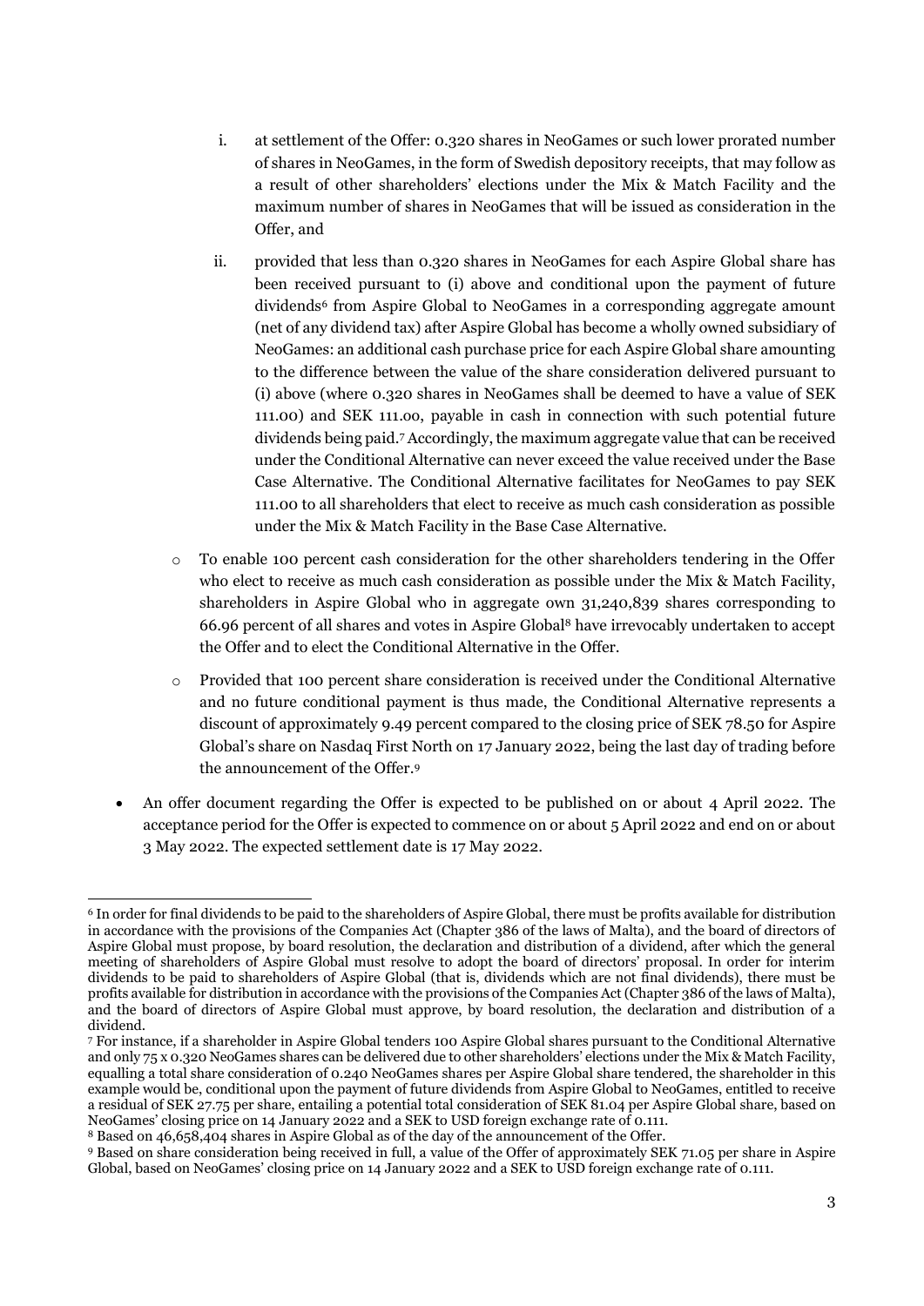i. at settlement of the Offer: 0.320 shares in NeoGames or such lower prorated number of shares in NeoGames, in the form of Swedish depository receipts, that may follow as a result of other shareholders' elections under the Mix & Match Facility and the maximum number of shares in NeoGames that will be issued as consideration in the Offer, and

ii. provided that less than 0.320 shares in NeoGames for each Aspire Global share has been received pursuant to (i) above and conditional upon the payment of future dividends[6] from Aspire Global to NeoGames in a corresponding aggregate amount (net of any dividend tax) after Aspire Global has become a wholly owned subsidiary of NeoGames: an additional cash purchase price for each Aspire Global share amounting to the difference between the value of the share consideration delivered pursuant to (i) above (where 0.320 shares in NeoGames shall be deemed to have a value of SEK 111.00) and SEK 111.00, payable in cash in connection with such potential future dividends being paid.[7] Accordingly, the maximum aggregate value that can be received under the Conditional Alternative can never exceed the value received under the Base Case Alternative. The Conditional Alternative facilitates for NeoGames to pay SEK 111.00 to all shareholders that elect to receive as much cash consideration as possible under the Mix & Match Facility in the Base Case Alternative.

- To enable 100 percent cash consideration for the other shareholders tendering in the Offer who elect to receive as much cash consideration as possible under the Mix & Match Facility, shareholders in Aspire Global who in aggregate own 31,240,839 shares corresponding to 66.96 percent of all shares and votes in Aspire Global[8] have irrevocably undertaken to accept the Offer and to elect the Conditional Alternative in the Offer.
- Provided that 100 percent share consideration is received under the Conditional Alternative and no future conditional payment is thus made, the Conditional Alternative represents a discount of approximately 9.49 percent compared to the closing price of SEK 78.50 for Aspire Global's share on Nasdaq First North on 17 January 2022, being the last day of trading before the announcement of the Offer.[9]

- An offer document regarding the Offer is expected to be published on or about 4 April 2022. The acceptance period for the Offer is expected to commence on or about 5 April 2022 and end on or about 3 May 2022. The expected settlement date is 17 May 2022.

---

[6] In order for final dividends to be paid to the shareholders of Aspire Global, there must be profits available for distribution in accordance with the provisions of the Companies Act (Chapter 386 of the laws of Malta), and the board of directors of Aspire Global must propose, by board resolution, the declaration and distribution of a dividend, after which the general meeting of shareholders of Aspire Global must resolve to adopt the board of directors' proposal. In order for interim dividends to be paid to shareholders of Aspire Global (that is, dividends which are not final dividends), there must be profits available for distribution in accordance with the provisions of the Companies Act (Chapter 386 of the laws of Malta), and the board of directors of Aspire Global must approve, by board resolution, the declaration and distribution of a dividend.

[7] For instance, if a shareholder in Aspire Global tenders 100 Aspire Global shares pursuant to the Conditional Alternative and only 75 x 0.320 NeoGames shares can be delivered due to other shareholders' elections under the Mix & Match Facility, equalling a total share consideration of 0.240 NeoGames shares per Aspire Global share tendered, the shareholder in this example would be, conditional upon the payment of future dividends from Aspire Global to NeoGames, entitled to receive a residual of SEK 27.75 per share, entailing a potential total consideration of SEK 81.04 per Aspire Global share, based on NeoGames' closing price on 14 January 2022 and a SEK to USD foreign exchange rate of 0.111.

[8] Based on 46,658,404 shares in Aspire Global as of the day of the announcement of the Offer.

[9] Based on share consideration being received in full, a value of the Offer of approximately SEK 71.05 per share in Aspire Global, based on NeoGames' closing price on 14 January 2022 and a SEK to USD foreign exchange rate of 0.111.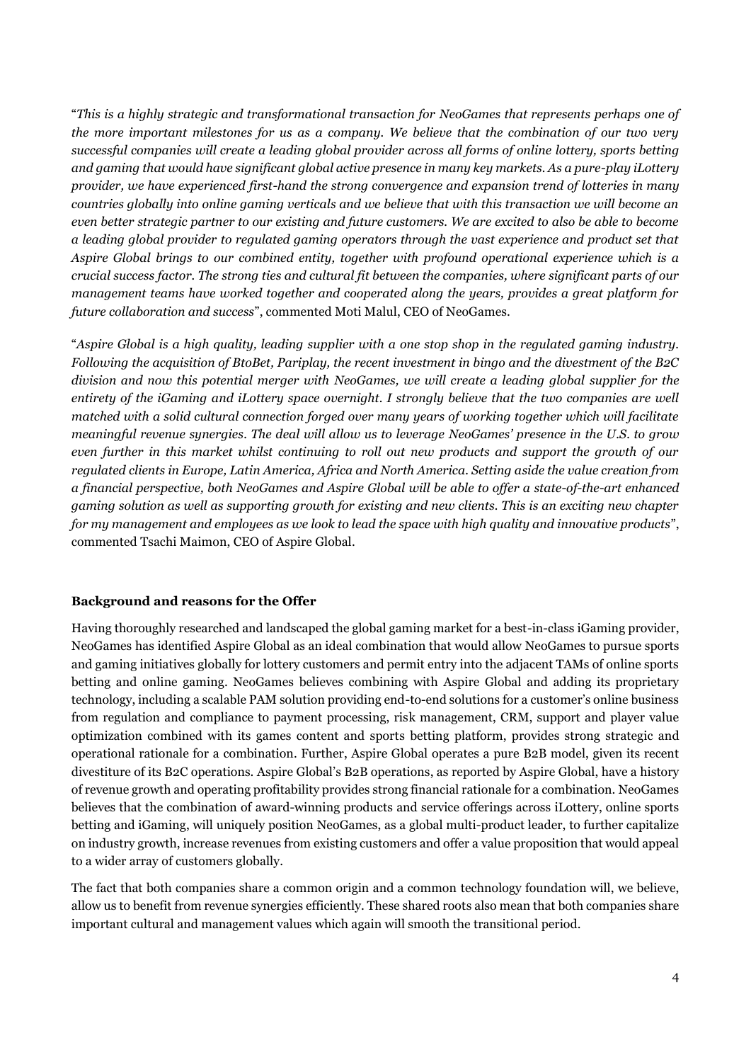"*This is a highly strategic and transformational transaction for NeoGames that represents perhaps one of the more important milestones for us as a company. We believe that the combination of our two very successful companies will create a leading global provider across all forms of online lottery, sports betting and gaming that would have significant global active presence in many key markets. As a pure-play iLottery provider, we have experienced first-hand the strong convergence and expansion trend of lotteries in many countries globally into online gaming verticals and we believe that with this transaction we will become an even better strategic partner to our existing and future customers. We are excited to also be able to become a leading global provider to regulated gaming operators through the vast experience and product set that Aspire Global brings to our combined entity, together with profound operational experience which is a crucial success factor. The strong ties and cultural fit between the companies, where significant parts of our management teams have worked together and cooperated along the years, provides a great platform for future collaboration and success*", commented Moti Malul, CEO of NeoGames.

"*Aspire Global is a high quality, leading supplier with a one stop shop in the regulated gaming industry. Following the acquisition of BtoBet, Pariplay, the recent investment in bingo and the divestment of the B2C division and now this potential merger with NeoGames, we will create a leading global supplier for the entirety of the iGaming and iLottery space overnight. I strongly believe that the two companies are well matched with a solid cultural connection forged over many years of working together which will facilitate meaningful revenue synergies. The deal will allow us to leverage NeoGames' presence in the U.S. to grow even further in this market whilst continuing to roll out new products and support the growth of our regulated clients in Europe, Latin America, Africa and North America. Setting aside the value creation from a financial perspective, both NeoGames and Aspire Global will be able to offer a state-of-the-art enhanced gaming solution as well as supporting growth for existing and new clients. This is an exciting new chapter for my management and employees as we look to lead the space with high quality and innovative products*", commented Tsachi Maimon, CEO of Aspire Global.

**Background and reasons for the Offer**

Having thoroughly researched and landscaped the global gaming market for a best-in-class iGaming provider, NeoGames has identified Aspire Global as an ideal combination that would allow NeoGames to pursue sports and gaming initiatives globally for lottery customers and permit entry into the adjacent TAMs of online sports betting and online gaming. NeoGames believes combining with Aspire Global and adding its proprietary technology, including a scalable PAM solution providing end-to-end solutions for a customer's online business from regulation and compliance to payment processing, risk management, CRM, support and player value optimization combined with its games content and sports betting platform, provides strong strategic and operational rationale for a combination. Further, Aspire Global operates a pure B2B model, given its recent divestiture of its B2C operations. Aspire Global's B2B operations, as reported by Aspire Global, have a history of revenue growth and operating profitability provides strong financial rationale for a combination. NeoGames believes that the combination of award-winning products and service offerings across iLottery, online sports betting and iGaming, will uniquely position NeoGames, as a global multi-product leader, to further capitalize on industry growth, increase revenues from existing customers and offer a value proposition that would appeal to a wider array of customers globally.

The fact that both companies share a common origin and a common technology foundation will, we believe, allow us to benefit from revenue synergies efficiently. These shared roots also mean that both companies share important cultural and management values which again will smooth the transitional period.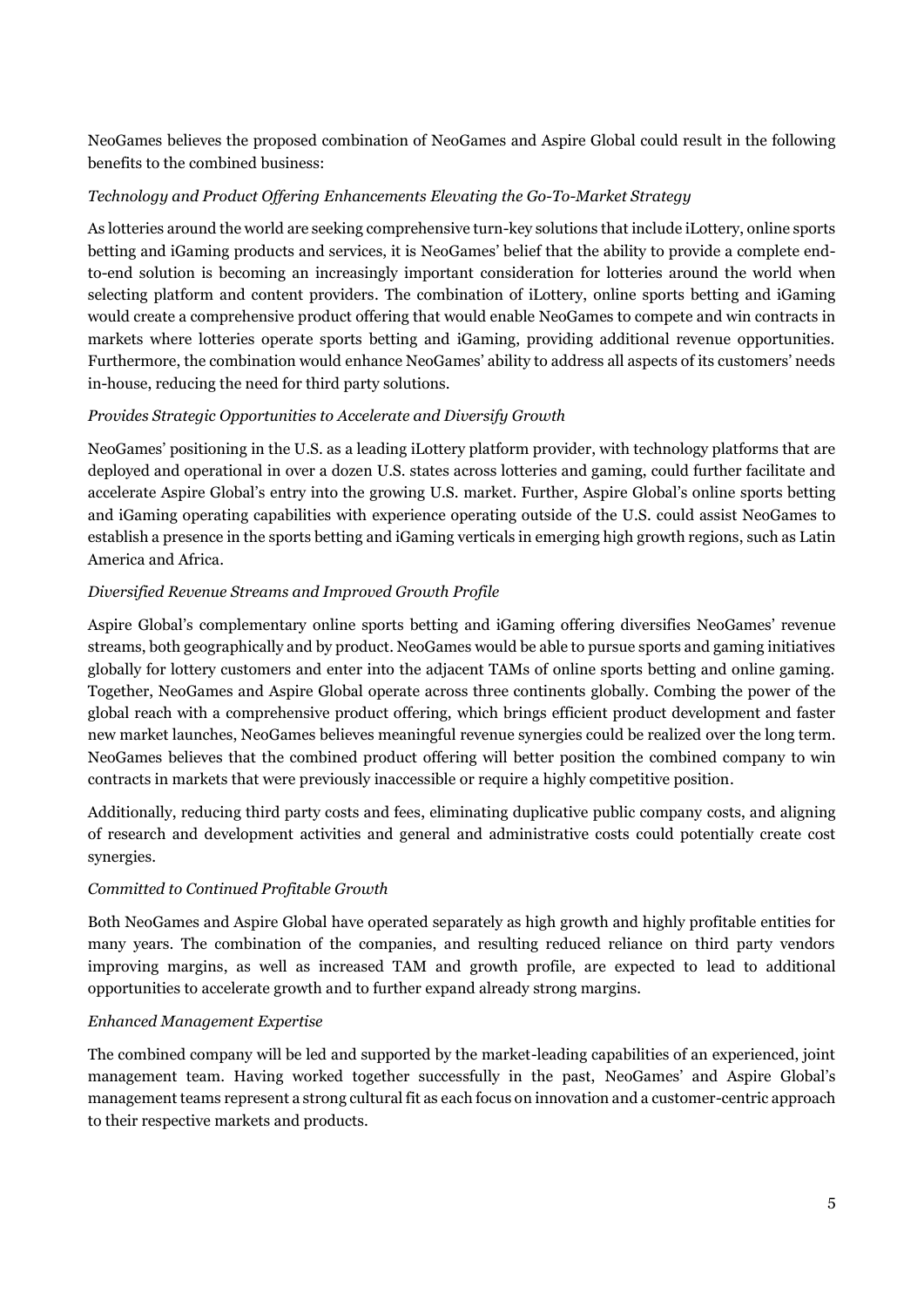NeoGames believes the proposed combination of NeoGames and Aspire Global could result in the following benefits to the combined business:

*Technology and Product Offering Enhancements Elevating the Go-To-Market Strategy*

As lotteries around the world are seeking comprehensive turn-key solutions that include iLottery, online sports betting and iGaming products and services, it is NeoGames' belief that the ability to provide a complete end-to-end solution is becoming an increasingly important consideration for lotteries around the world when selecting platform and content providers. The combination of iLottery, online sports betting and iGaming would create a comprehensive product offering that would enable NeoGames to compete and win contracts in markets where lotteries operate sports betting and iGaming, providing additional revenue opportunities. Furthermore, the combination would enhance NeoGames' ability to address all aspects of its customers' needs in-house, reducing the need for third party solutions.

*Provides Strategic Opportunities to Accelerate and Diversify Growth*

NeoGames' positioning in the U.S. as a leading iLottery platform provider, with technology platforms that are deployed and operational in over a dozen U.S. states across lotteries and gaming, could further facilitate and accelerate Aspire Global's entry into the growing U.S. market. Further, Aspire Global's online sports betting and iGaming operating capabilities with experience operating outside of the U.S. could assist NeoGames to establish a presence in the sports betting and iGaming verticals in emerging high growth regions, such as Latin America and Africa.

*Diversified Revenue Streams and Improved Growth Profile*

Aspire Global's complementary online sports betting and iGaming offering diversifies NeoGames' revenue streams, both geographically and by product. NeoGames would be able to pursue sports and gaming initiatives globally for lottery customers and enter into the adjacent TAMs of online sports betting and online gaming. Together, NeoGames and Aspire Global operate across three continents globally. Combing the power of the global reach with a comprehensive product offering, which brings efficient product development and faster new market launches, NeoGames believes meaningful revenue synergies could be realized over the long term. NeoGames believes that the combined product offering will better position the combined company to win contracts in markets that were previously inaccessible or require a highly competitive position.

Additionally, reducing third party costs and fees, eliminating duplicative public company costs, and aligning of research and development activities and general and administrative costs could potentially create cost synergies.

*Committed to Continued Profitable Growth*

Both NeoGames and Aspire Global have operated separately as high growth and highly profitable entities for many years. The combination of the companies, and resulting reduced reliance on third party vendors improving margins, as well as increased TAM and growth profile, are expected to lead to additional opportunities to accelerate growth and to further expand already strong margins.

*Enhanced Management Expertise*

The combined company will be led and supported by the market-leading capabilities of an experienced, joint management team. Having worked together successfully in the past, NeoGames' and Aspire Global's management teams represent a strong cultural fit as each focus on innovation and a customer-centric approach to their respective markets and products.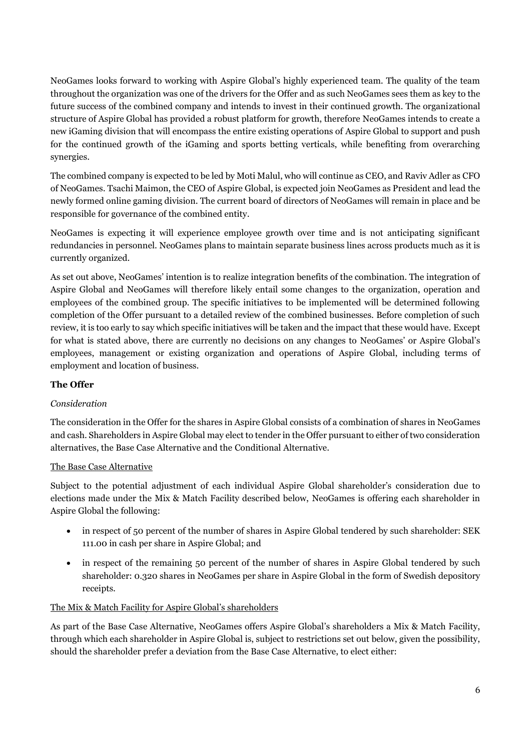NeoGames looks forward to working with Aspire Global's highly experienced team. The quality of the team throughout the organization was one of the drivers for the Offer and as such NeoGames sees them as key to the future success of the combined company and intends to invest in their continued growth. The organizational structure of Aspire Global has provided a robust platform for growth, therefore NeoGames intends to create a new iGaming division that will encompass the entire existing operations of Aspire Global to support and push for the continued growth of the iGaming and sports betting verticals, while benefiting from overarching synergies.

The combined company is expected to be led by Moti Malul, who will continue as CEO, and Raviv Adler as CFO of NeoGames. Tsachi Maimon, the CEO of Aspire Global, is expected join NeoGames as President and lead the newly formed online gaming division. The current board of directors of NeoGames will remain in place and be responsible for governance of the combined entity.

NeoGames is expecting it will experience employee growth over time and is not anticipating significant redundancies in personnel. NeoGames plans to maintain separate business lines across products much as it is currently organized.

As set out above, NeoGames' intention is to realize integration benefits of the combination. The integration of Aspire Global and NeoGames will therefore likely entail some changes to the organization, operation and employees of the combined group. The specific initiatives to be implemented will be determined following completion of the Offer pursuant to a detailed review of the combined businesses. Before completion of such review, it is too early to say which specific initiatives will be taken and the impact that these would have. Except for what is stated above, there are currently no decisions on any changes to NeoGames' or Aspire Global's employees, management or existing organization and operations of Aspire Global, including terms of employment and location of business.

## The Offer

*Consideration*

The consideration in the Offer for the shares in Aspire Global consists of a combination of shares in NeoGames and cash. Shareholders in Aspire Global may elect to tender in the Offer pursuant to either of two consideration alternatives, the Base Case Alternative and the Conditional Alternative.

<u>The Base Case Alternative</u>

Subject to the potential adjustment of each individual Aspire Global shareholder's consideration due to elections made under the Mix & Match Facility described below, NeoGames is offering each shareholder in Aspire Global the following:

- in respect of 50 percent of the number of shares in Aspire Global tendered by such shareholder: SEK 111.00 in cash per share in Aspire Global; and
- in respect of the remaining 50 percent of the number of shares in Aspire Global tendered by such shareholder: 0.320 shares in NeoGames per share in Aspire Global in the form of Swedish depository receipts.

<u>The Mix & Match Facility for Aspire Global's shareholders</u>

As part of the Base Case Alternative, NeoGames offers Aspire Global's shareholders a Mix & Match Facility, through which each shareholder in Aspire Global is, subject to restrictions set out below, given the possibility, should the shareholder prefer a deviation from the Base Case Alternative, to elect either: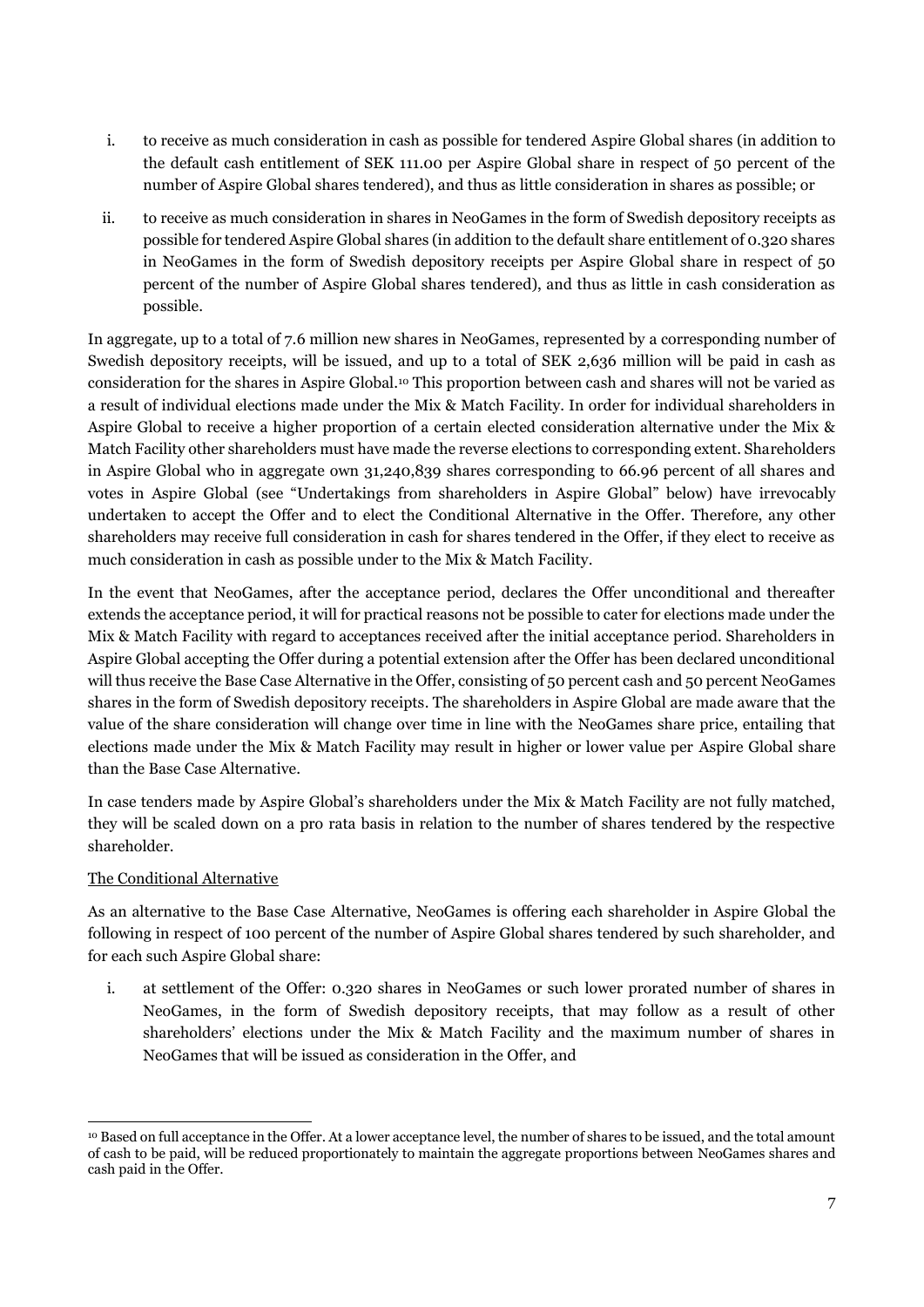i. to receive as much consideration in cash as possible for tendered Aspire Global shares (in addition to the default cash entitlement of SEK 111.00 per Aspire Global share in respect of 50 percent of the number of Aspire Global shares tendered), and thus as little consideration in shares as possible; or

ii. to receive as much consideration in shares in NeoGames in the form of Swedish depository receipts as possible for tendered Aspire Global shares (in addition to the default share entitlement of 0.320 shares in NeoGames in the form of Swedish depository receipts per Aspire Global share in respect of 50 percent of the number of Aspire Global shares tendered), and thus as little in cash consideration as possible.

In aggregate, up to a total of 7.6 million new shares in NeoGames, represented by a corresponding number of Swedish depository receipts, will be issued, and up to a total of SEK 2,636 million will be paid in cash as consideration for the shares in Aspire Global.[10] This proportion between cash and shares will not be varied as a result of individual elections made under the Mix & Match Facility. In order for individual shareholders in Aspire Global to receive a higher proportion of a certain elected consideration alternative under the Mix & Match Facility other shareholders must have made the reverse elections to corresponding extent. Shareholders in Aspire Global who in aggregate own 31,240,839 shares corresponding to 66.96 percent of all shares and votes in Aspire Global (see "Undertakings from shareholders in Aspire Global" below) have irrevocably undertaken to accept the Offer and to elect the Conditional Alternative in the Offer. Therefore, any other shareholders may receive full consideration in cash for shares tendered in the Offer, if they elect to receive as much consideration in cash as possible under to the Mix & Match Facility.

In the event that NeoGames, after the acceptance period, declares the Offer unconditional and thereafter extends the acceptance period, it will for practical reasons not be possible to cater for elections made under the Mix & Match Facility with regard to acceptances received after the initial acceptance period. Shareholders in Aspire Global accepting the Offer during a potential extension after the Offer has been declared unconditional will thus receive the Base Case Alternative in the Offer, consisting of 50 percent cash and 50 percent NeoGames shares in the form of Swedish depository receipts. The shareholders in Aspire Global are made aware that the value of the share consideration will change over time in line with the NeoGames share price, entailing that elections made under the Mix & Match Facility may result in higher or lower value per Aspire Global share than the Base Case Alternative.

In case tenders made by Aspire Global's shareholders under the Mix & Match Facility are not fully matched, they will be scaled down on a pro rata basis in relation to the number of shares tendered by the respective shareholder.

The Conditional Alternative

As an alternative to the Base Case Alternative, NeoGames is offering each shareholder in Aspire Global the following in respect of 100 percent of the number of Aspire Global shares tendered by such shareholder, and for each such Aspire Global share:

i. at settlement of the Offer: 0.320 shares in NeoGames or such lower prorated number of shares in NeoGames, in the form of Swedish depository receipts, that may follow as a result of other shareholders' elections under the Mix & Match Facility and the maximum number of shares in NeoGames that will be issued as consideration in the Offer, and

[10] Based on full acceptance in the Offer. At a lower acceptance level, the number of shares to be issued, and the total amount of cash to be paid, will be reduced proportionately to maintain the aggregate proportions between NeoGames shares and cash paid in the Offer.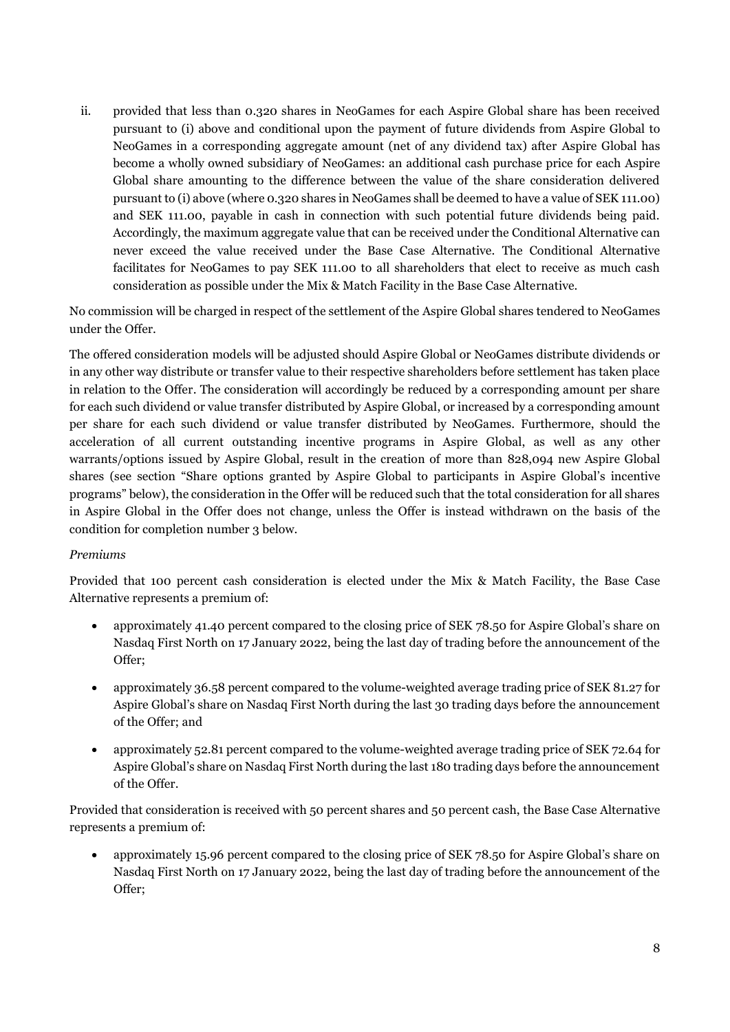ii. provided that less than 0.320 shares in NeoGames for each Aspire Global share has been received pursuant to (i) above and conditional upon the payment of future dividends from Aspire Global to NeoGames in a corresponding aggregate amount (net of any dividend tax) after Aspire Global has become a wholly owned subsidiary of NeoGames: an additional cash purchase price for each Aspire Global share amounting to the difference between the value of the share consideration delivered pursuant to (i) above (where 0.320 shares in NeoGames shall be deemed to have a value of SEK 111.00) and SEK 111.00, payable in cash in connection with such potential future dividends being paid. Accordingly, the maximum aggregate value that can be received under the Conditional Alternative can never exceed the value received under the Base Case Alternative. The Conditional Alternative facilitates for NeoGames to pay SEK 111.00 to all shareholders that elect to receive as much cash consideration as possible under the Mix & Match Facility in the Base Case Alternative.

No commission will be charged in respect of the settlement of the Aspire Global shares tendered to NeoGames under the Offer.

The offered consideration models will be adjusted should Aspire Global or NeoGames distribute dividends or in any other way distribute or transfer value to their respective shareholders before settlement has taken place in relation to the Offer. The consideration will accordingly be reduced by a corresponding amount per share for each such dividend or value transfer distributed by Aspire Global, or increased by a corresponding amount per share for each such dividend or value transfer distributed by NeoGames. Furthermore, should the acceleration of all current outstanding incentive programs in Aspire Global, as well as any other warrants/options issued by Aspire Global, result in the creation of more than 828,094 new Aspire Global shares (see section "Share options granted by Aspire Global to participants in Aspire Global's incentive programs" below), the consideration in the Offer will be reduced such that the total consideration for all shares in Aspire Global in the Offer does not change, unless the Offer is instead withdrawn on the basis of the condition for completion number 3 below.

*Premiums*

Provided that 100 percent cash consideration is elected under the Mix & Match Facility, the Base Case Alternative represents a premium of:

- approximately 41.40 percent compared to the closing price of SEK 78.50 for Aspire Global's share on Nasdaq First North on 17 January 2022, being the last day of trading before the announcement of the Offer;
- approximately 36.58 percent compared to the volume-weighted average trading price of SEK 81.27 for Aspire Global's share on Nasdaq First North during the last 30 trading days before the announcement of the Offer; and
- approximately 52.81 percent compared to the volume-weighted average trading price of SEK 72.64 for Aspire Global's share on Nasdaq First North during the last 180 trading days before the announcement of the Offer.

Provided that consideration is received with 50 percent shares and 50 percent cash, the Base Case Alternative represents a premium of:

- approximately 15.96 percent compared to the closing price of SEK 78.50 for Aspire Global's share on Nasdaq First North on 17 January 2022, being the last day of trading before the announcement of the Offer;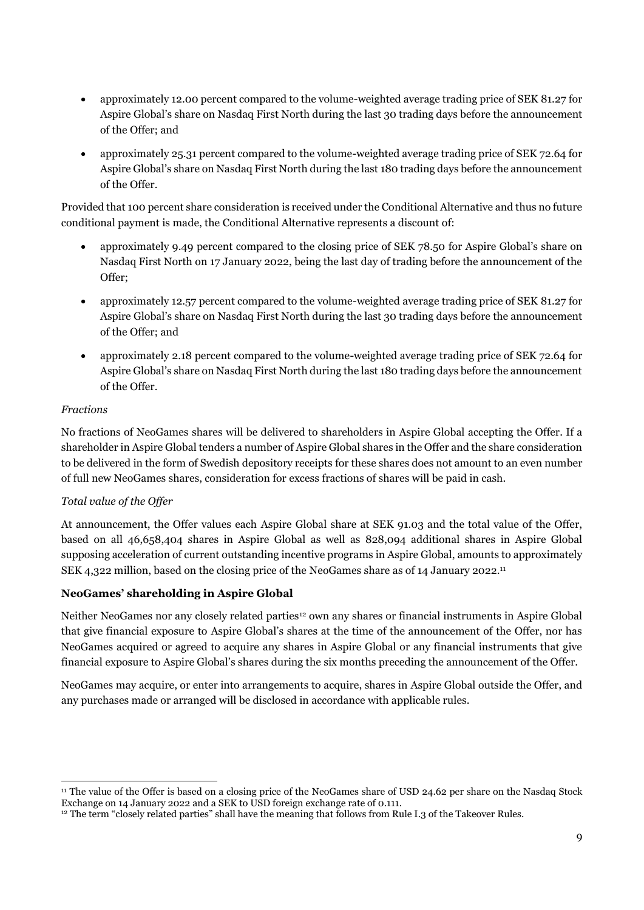- approximately 12.00 percent compared to the volume-weighted average trading price of SEK 81.27 for Aspire Global's share on Nasdaq First North during the last 30 trading days before the announcement of the Offer; and
- approximately 25.31 percent compared to the volume-weighted average trading price of SEK 72.64 for Aspire Global's share on Nasdaq First North during the last 180 trading days before the announcement of the Offer.

Provided that 100 percent share consideration is received under the Conditional Alternative and thus no future conditional payment is made, the Conditional Alternative represents a discount of:

- approximately 9.49 percent compared to the closing price of SEK 78.50 for Aspire Global's share on Nasdaq First North on 17 January 2022, being the last day of trading before the announcement of the Offer;
- approximately 12.57 percent compared to the volume-weighted average trading price of SEK 81.27 for Aspire Global's share on Nasdaq First North during the last 30 trading days before the announcement of the Offer; and
- approximately 2.18 percent compared to the volume-weighted average trading price of SEK 72.64 for Aspire Global's share on Nasdaq First North during the last 180 trading days before the announcement of the Offer.

*Fractions*

No fractions of NeoGames shares will be delivered to shareholders in Aspire Global accepting the Offer. If a shareholder in Aspire Global tenders a number of Aspire Global shares in the Offer and the share consideration to be delivered in the form of Swedish depository receipts for these shares does not amount to an even number of full new NeoGames shares, consideration for excess fractions of shares will be paid in cash.

*Total value of the Offer*

At announcement, the Offer values each Aspire Global share at SEK 91.03 and the total value of the Offer, based on all 46,658,404 shares in Aspire Global as well as 828,094 additional shares in Aspire Global supposing acceleration of current outstanding incentive programs in Aspire Global, amounts to approximately SEK 4,322 million, based on the closing price of the NeoGames share as of 14 January 2022.[11]

**NeoGames' shareholding in Aspire Global**

Neither NeoGames nor any closely related parties[12] own any shares or financial instruments in Aspire Global that give financial exposure to Aspire Global's shares at the time of the announcement of the Offer, nor has NeoGames acquired or agreed to acquire any shares in Aspire Global or any financial instruments that give financial exposure to Aspire Global's shares during the six months preceding the announcement of the Offer.

NeoGames may acquire, or enter into arrangements to acquire, shares in Aspire Global outside the Offer, and any purchases made or arranged will be disclosed in accordance with applicable rules.

---

[11] The value of the Offer is based on a closing price of the NeoGames share of USD 24.62 per share on the Nasdaq Stock Exchange on 14 January 2022 and a SEK to USD foreign exchange rate of 0.111.

[12] The term "closely related parties" shall have the meaning that follows from Rule I.3 of the Takeover Rules.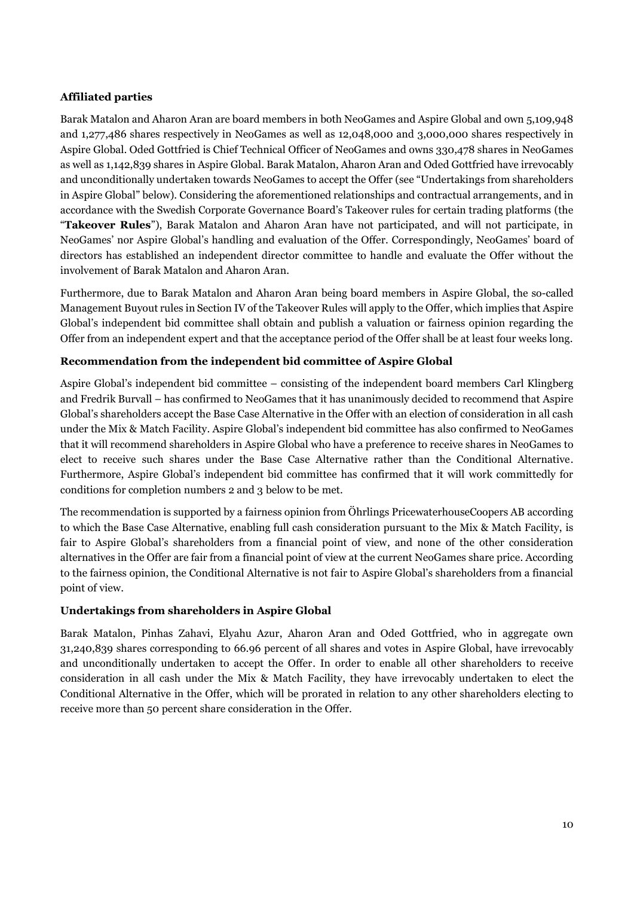### Affiliated parties

Barak Matalon and Aharon Aran are board members in both NeoGames and Aspire Global and own 5,109,948 and 1,277,486 shares respectively in NeoGames as well as 12,048,000 and 3,000,000 shares respectively in Aspire Global. Oded Gottfried is Chief Technical Officer of NeoGames and owns 330,478 shares in NeoGames as well as 1,142,839 shares in Aspire Global. Barak Matalon, Aharon Aran and Oded Gottfried have irrevocably and unconditionally undertaken towards NeoGames to accept the Offer (see "Undertakings from shareholders in Aspire Global" below). Considering the aforementioned relationships and contractual arrangements, and in accordance with the Swedish Corporate Governance Board's Takeover rules for certain trading platforms (the "**Takeover Rules**"), Barak Matalon and Aharon Aran have not participated, and will not participate, in NeoGames' nor Aspire Global's handling and evaluation of the Offer. Correspondingly, NeoGames' board of directors has established an independent director committee to handle and evaluate the Offer without the involvement of Barak Matalon and Aharon Aran.

Furthermore, due to Barak Matalon and Aharon Aran being board members in Aspire Global, the so-called Management Buyout rules in Section IV of the Takeover Rules will apply to the Offer, which implies that Aspire Global's independent bid committee shall obtain and publish a valuation or fairness opinion regarding the Offer from an independent expert and that the acceptance period of the Offer shall be at least four weeks long.

### Recommendation from the independent bid committee of Aspire Global

Aspire Global's independent bid committee – consisting of the independent board members Carl Klingberg and Fredrik Burvall – has confirmed to NeoGames that it has unanimously decided to recommend that Aspire Global's shareholders accept the Base Case Alternative in the Offer with an election of consideration in all cash under the Mix & Match Facility. Aspire Global's independent bid committee has also confirmed to NeoGames that it will recommend shareholders in Aspire Global who have a preference to receive shares in NeoGames to elect to receive such shares under the Base Case Alternative rather than the Conditional Alternative. Furthermore, Aspire Global's independent bid committee has confirmed that it will work committedly for conditions for completion numbers 2 and 3 below to be met.

The recommendation is supported by a fairness opinion from Öhrlings PricewaterhouseCoopers AB according to which the Base Case Alternative, enabling full cash consideration pursuant to the Mix & Match Facility, is fair to Aspire Global's shareholders from a financial point of view, and none of the other consideration alternatives in the Offer are fair from a financial point of view at the current NeoGames share price. According to the fairness opinion, the Conditional Alternative is not fair to Aspire Global's shareholders from a financial point of view.

### Undertakings from shareholders in Aspire Global

Barak Matalon, Pinhas Zahavi, Elyahu Azur, Aharon Aran and Oded Gottfried, who in aggregate own 31,240,839 shares corresponding to 66.96 percent of all shares and votes in Aspire Global, have irrevocably and unconditionally undertaken to accept the Offer. In order to enable all other shareholders to receive consideration in all cash under the Mix & Match Facility, they have irrevocably undertaken to elect the Conditional Alternative in the Offer, which will be prorated in relation to any other shareholders electing to receive more than 50 percent share consideration in the Offer.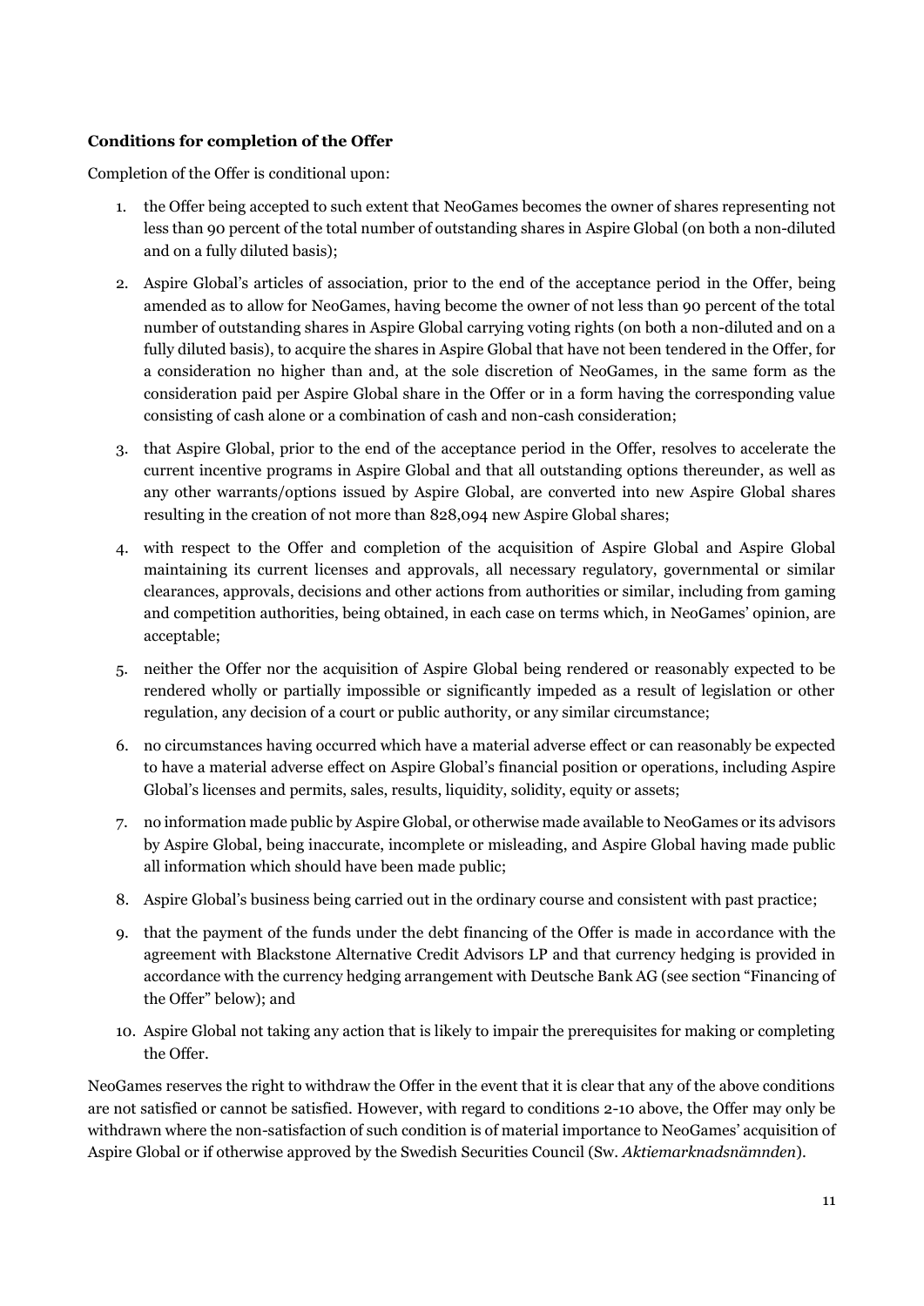**Conditions for completion of the Offer**

Completion of the Offer is conditional upon:

1. the Offer being accepted to such extent that NeoGames becomes the owner of shares representing not less than 90 percent of the total number of outstanding shares in Aspire Global (on both a non-diluted and on a fully diluted basis);
2. Aspire Global's articles of association, prior to the end of the acceptance period in the Offer, being amended as to allow for NeoGames, having become the owner of not less than 90 percent of the total number of outstanding shares in Aspire Global carrying voting rights (on both a non-diluted and on a fully diluted basis), to acquire the shares in Aspire Global that have not been tendered in the Offer, for a consideration no higher than and, at the sole discretion of NeoGames, in the same form as the consideration paid per Aspire Global share in the Offer or in a form having the corresponding value consisting of cash alone or a combination of cash and non-cash consideration;
3. that Aspire Global, prior to the end of the acceptance period in the Offer, resolves to accelerate the current incentive programs in Aspire Global and that all outstanding options thereunder, as well as any other warrants/options issued by Aspire Global, are converted into new Aspire Global shares resulting in the creation of not more than 828,094 new Aspire Global shares;
4. with respect to the Offer and completion of the acquisition of Aspire Global and Aspire Global maintaining its current licenses and approvals, all necessary regulatory, governmental or similar clearances, approvals, decisions and other actions from authorities or similar, including from gaming and competition authorities, being obtained, in each case on terms which, in NeoGames' opinion, are acceptable;
5. neither the Offer nor the acquisition of Aspire Global being rendered or reasonably expected to be rendered wholly or partially impossible or significantly impeded as a result of legislation or other regulation, any decision of a court or public authority, or any similar circumstance;
6. no circumstances having occurred which have a material adverse effect or can reasonably be expected to have a material adverse effect on Aspire Global's financial position or operations, including Aspire Global's licenses and permits, sales, results, liquidity, solidity, equity or assets;
7. no information made public by Aspire Global, or otherwise made available to NeoGames or its advisors by Aspire Global, being inaccurate, incomplete or misleading, and Aspire Global having made public all information which should have been made public;
8. Aspire Global's business being carried out in the ordinary course and consistent with past practice;
9. that the payment of the funds under the debt financing of the Offer is made in accordance with the agreement with Blackstone Alternative Credit Advisors LP and that currency hedging is provided in accordance with the currency hedging arrangement with Deutsche Bank AG (see section "Financing of the Offer" below); and
10. Aspire Global not taking any action that is likely to impair the prerequisites for making or completing the Offer.

NeoGames reserves the right to withdraw the Offer in the event that it is clear that any of the above conditions are not satisfied or cannot be satisfied. However, with regard to conditions 2-10 above, the Offer may only be withdrawn where the non-satisfaction of such condition is of material importance to NeoGames' acquisition of Aspire Global or if otherwise approved by the Swedish Securities Council (Sw. *Aktiemarknadsnämnden*).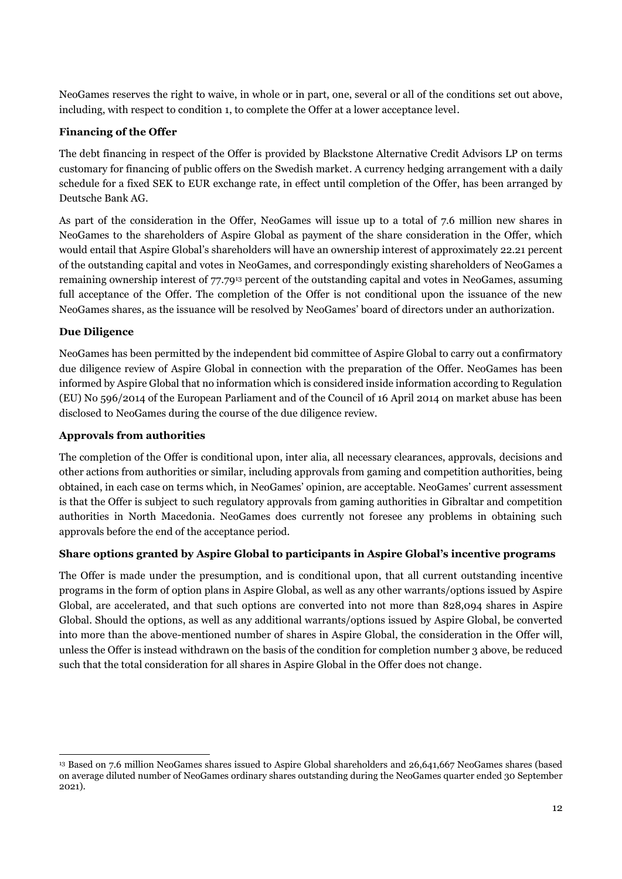NeoGames reserves the right to waive, in whole or in part, one, several or all of the conditions set out above, including, with respect to condition 1, to complete the Offer at a lower acceptance level.

**Financing of the Offer**

The debt financing in respect of the Offer is provided by Blackstone Alternative Credit Advisors LP on terms customary for financing of public offers on the Swedish market. A currency hedging arrangement with a daily schedule for a fixed SEK to EUR exchange rate, in effect until completion of the Offer, has been arranged by Deutsche Bank AG.

As part of the consideration in the Offer, NeoGames will issue up to a total of 7.6 million new shares in NeoGames to the shareholders of Aspire Global as payment of the share consideration in the Offer, which would entail that Aspire Global's shareholders will have an ownership interest of approximately 22.21 percent of the outstanding capital and votes in NeoGames, and correspondingly existing shareholders of NeoGames a remaining ownership interest of 77.79[13] percent of the outstanding capital and votes in NeoGames, assuming full acceptance of the Offer. The completion of the Offer is not conditional upon the issuance of the new NeoGames shares, as the issuance will be resolved by NeoGames' board of directors under an authorization.

**Due Diligence**

NeoGames has been permitted by the independent bid committee of Aspire Global to carry out a confirmatory due diligence review of Aspire Global in connection with the preparation of the Offer. NeoGames has been informed by Aspire Global that no information which is considered inside information according to Regulation (EU) No 596/2014 of the European Parliament and of the Council of 16 April 2014 on market abuse has been disclosed to NeoGames during the course of the due diligence review.

**Approvals from authorities**

The completion of the Offer is conditional upon, inter alia, all necessary clearances, approvals, decisions and other actions from authorities or similar, including approvals from gaming and competition authorities, being obtained, in each case on terms which, in NeoGames' opinion, are acceptable. NeoGames' current assessment is that the Offer is subject to such regulatory approvals from gaming authorities in Gibraltar and competition authorities in North Macedonia. NeoGames does currently not foresee any problems in obtaining such approvals before the end of the acceptance period.

**Share options granted by Aspire Global to participants in Aspire Global's incentive programs**

The Offer is made under the presumption, and is conditional upon, that all current outstanding incentive programs in the form of option plans in Aspire Global, as well as any other warrants/options issued by Aspire Global, are accelerated, and that such options are converted into not more than 828,094 shares in Aspire Global. Should the options, as well as any additional warrants/options issued by Aspire Global, be converted into more than the above-mentioned number of shares in Aspire Global, the consideration in the Offer will, unless the Offer is instead withdrawn on the basis of the condition for completion number 3 above, be reduced such that the total consideration for all shares in Aspire Global in the Offer does not change.

---

[13] Based on 7.6 million NeoGames shares issued to Aspire Global shareholders and 26,641,667 NeoGames shares (based on average diluted number of NeoGames ordinary shares outstanding during the NeoGames quarter ended 30 September 2021).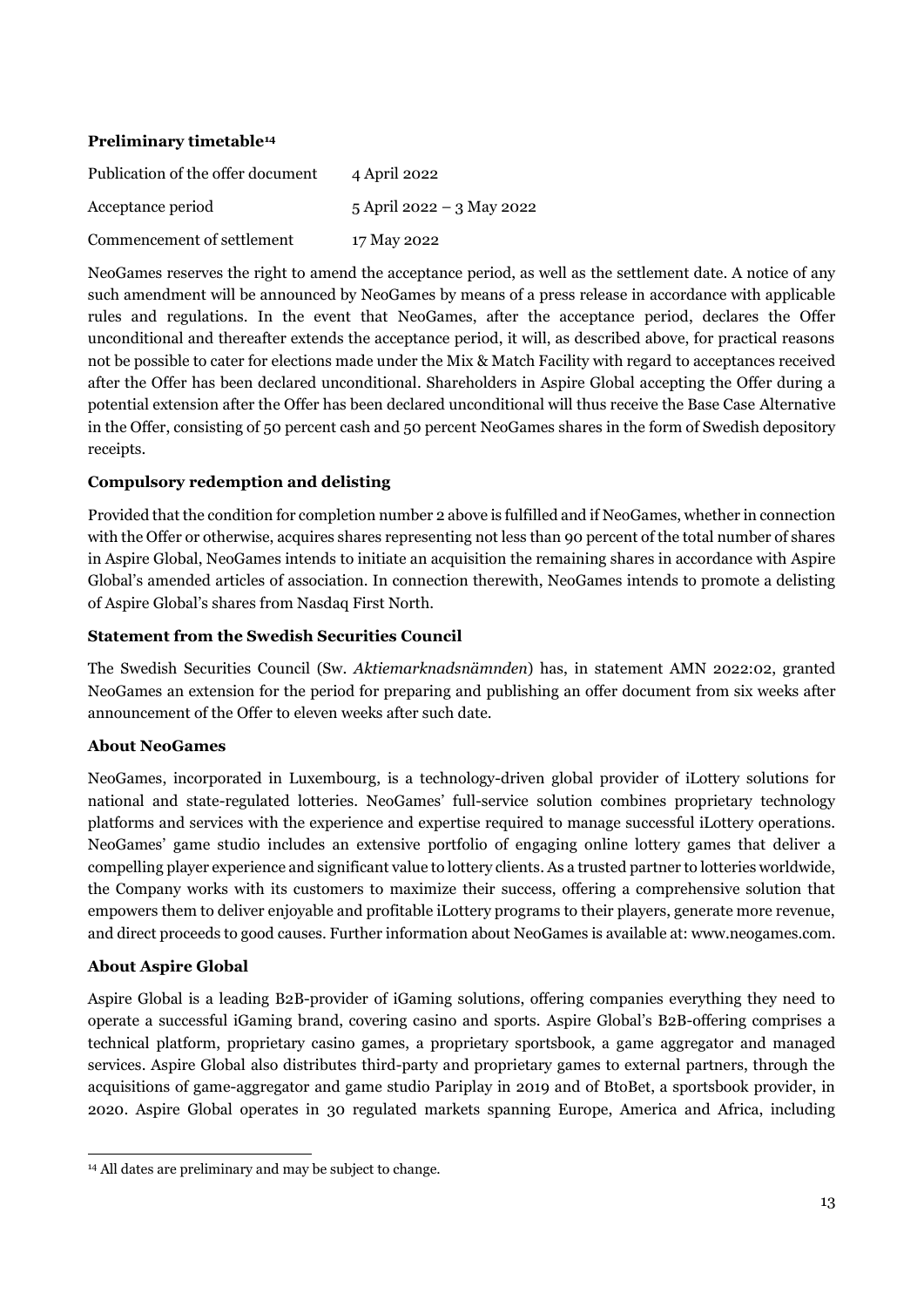**Preliminary timetable[14]**

| | |
|---|---|
| Publication of the offer document | 4 April 2022 |
| Acceptance period | 5 April 2022 – 3 May 2022 |
| Commencement of settlement | 17 May 2022 |

NeoGames reserves the right to amend the acceptance period, as well as the settlement date. A notice of any such amendment will be announced by NeoGames by means of a press release in accordance with applicable rules and regulations. In the event that NeoGames, after the acceptance period, declares the Offer unconditional and thereafter extends the acceptance period, it will, as described above, for practical reasons not be possible to cater for elections made under the Mix & Match Facility with regard to acceptances received after the Offer has been declared unconditional. Shareholders in Aspire Global accepting the Offer during a potential extension after the Offer has been declared unconditional will thus receive the Base Case Alternative in the Offer, consisting of 50 percent cash and 50 percent NeoGames shares in the form of Swedish depository receipts.

**Compulsory redemption and delisting**

Provided that the condition for completion number 2 above is fulfilled and if NeoGames, whether in connection with the Offer or otherwise, acquires shares representing not less than 90 percent of the total number of shares in Aspire Global, NeoGames intends to initiate an acquisition the remaining shares in accordance with Aspire Global's amended articles of association. In connection therewith, NeoGames intends to promote a delisting of Aspire Global's shares from Nasdaq First North.

**Statement from the Swedish Securities Council**

The Swedish Securities Council (Sw. *Aktiemarknadsnämnden*) has, in statement AMN 2022:02, granted NeoGames an extension for the period for preparing and publishing an offer document from six weeks after announcement of the Offer to eleven weeks after such date.

**About NeoGames**

NeoGames, incorporated in Luxembourg, is a technology-driven global provider of iLottery solutions for national and state-regulated lotteries. NeoGames' full-service solution combines proprietary technology platforms and services with the experience and expertise required to manage successful iLottery operations. NeoGames' game studio includes an extensive portfolio of engaging online lottery games that deliver a compelling player experience and significant value to lottery clients. As a trusted partner to lotteries worldwide, the Company works with its customers to maximize their success, offering a comprehensive solution that empowers them to deliver enjoyable and profitable iLottery programs to their players, generate more revenue, and direct proceeds to good causes. Further information about NeoGames is available at: www.neogames.com.

**About Aspire Global**

Aspire Global is a leading B2B-provider of iGaming solutions, offering companies everything they need to operate a successful iGaming brand, covering casino and sports. Aspire Global's B2B-offering comprises a technical platform, proprietary casino games, a proprietary sportsbook, a game aggregator and managed services. Aspire Global also distributes third-party and proprietary games to external partners, through the acquisitions of game-aggregator and game studio Pariplay in 2019 and of BtoBet, a sportsbook provider, in 2020. Aspire Global operates in 30 regulated markets spanning Europe, America and Africa, including

---

[14] All dates are preliminary and may be subject to change.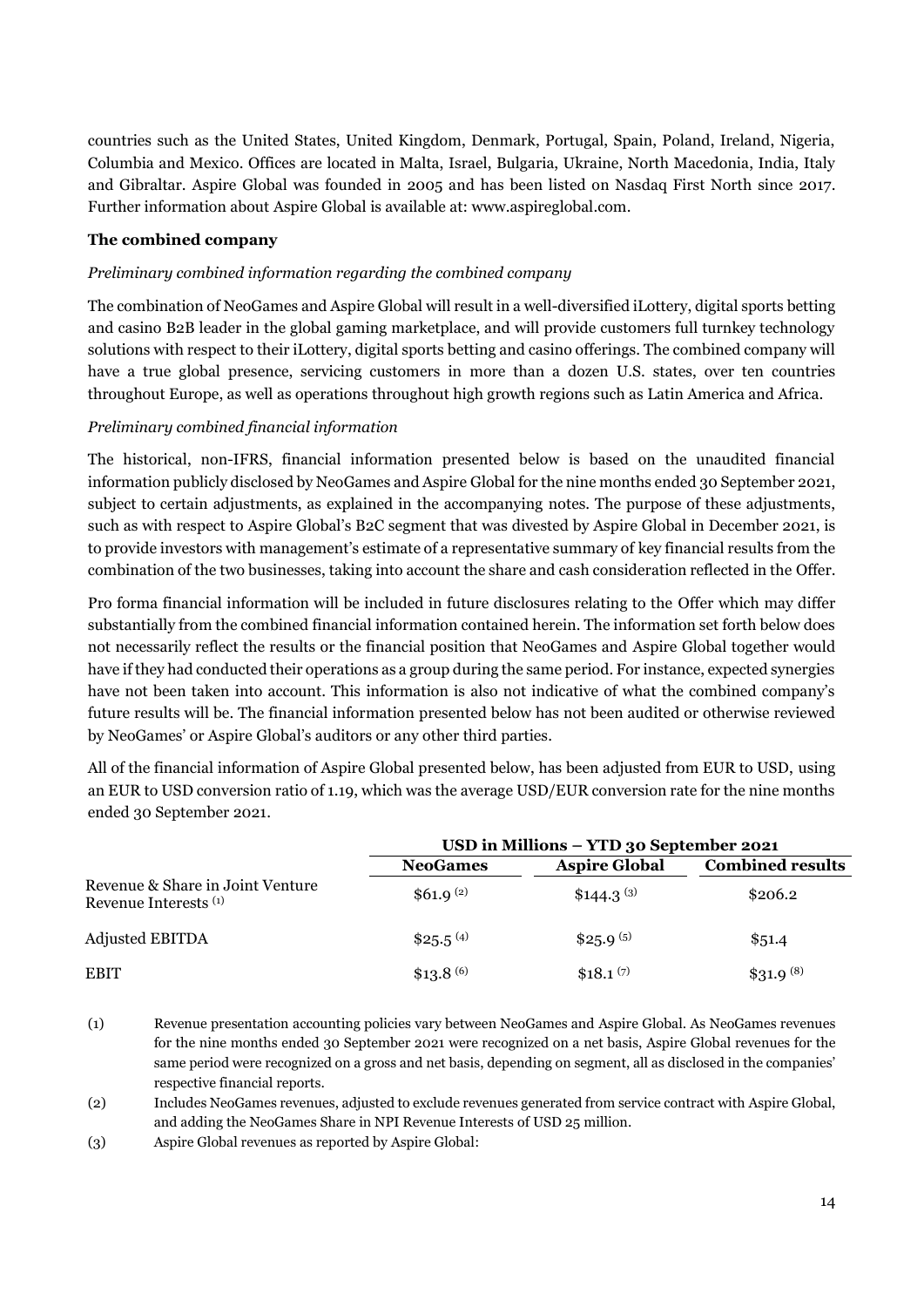countries such as the United States, United Kingdom, Denmark, Portugal, Spain, Poland, Ireland, Nigeria, Columbia and Mexico. Offices are located in Malta, Israel, Bulgaria, Ukraine, North Macedonia, India, Italy and Gibraltar. Aspire Global was founded in 2005 and has been listed on Nasdaq First North since 2017. Further information about Aspire Global is available at: www.aspireglobal.com.

**The combined company**

*Preliminary combined information regarding the combined company*

The combination of NeoGames and Aspire Global will result in a well-diversified iLottery, digital sports betting and casino B2B leader in the global gaming marketplace, and will provide customers full turnkey technology solutions with respect to their iLottery, digital sports betting and casino offerings. The combined company will have a true global presence, servicing customers in more than a dozen U.S. states, over ten countries throughout Europe, as well as operations throughout high growth regions such as Latin America and Africa.

*Preliminary combined financial information*

The historical, non-IFRS, financial information presented below is based on the unaudited financial information publicly disclosed by NeoGames and Aspire Global for the nine months ended 30 September 2021, subject to certain adjustments, as explained in the accompanying notes. The purpose of these adjustments, such as with respect to Aspire Global's B2C segment that was divested by Aspire Global in December 2021, is to provide investors with management's estimate of a representative summary of key financial results from the combination of the two businesses, taking into account the share and cash consideration reflected in the Offer.

Pro forma financial information will be included in future disclosures relating to the Offer which may differ substantially from the combined financial information contained herein. The information set forth below does not necessarily reflect the results or the financial position that NeoGames and Aspire Global together would have if they had conducted their operations as a group during the same period. For instance, expected synergies have not been taken into account. This information is also not indicative of what the combined company's future results will be. The financial information presented below has not been audited or otherwise reviewed by NeoGames' or Aspire Global's auditors or any other third parties.

All of the financial information of Aspire Global presented below, has been adjusted from EUR to USD, using an EUR to USD conversion ratio of 1.19, which was the average USD/EUR conversion rate for the nine months ended 30 September 2021.

| | **USD in Millions – YTD 30 September 2021** | | |
|---|---|---|---|
| | **NeoGames** | **Aspire Global** | **Combined results** |
| Revenue & Share in Joint Venture Revenue Interests (1) | $61.9 (2) | $144.3 (3) | $206.2 |
| Adjusted EBITDA | $25.5 (4) | $25.9 (5) | $51.4 |
| EBIT | $13.8 (6) | $18.1 (7) | $31.9 (8) |

(1) Revenue presentation accounting policies vary between NeoGames and Aspire Global. As NeoGames revenues for the nine months ended 30 September 2021 were recognized on a net basis, Aspire Global revenues for the same period were recognized on a gross and net basis, depending on segment, all as disclosed in the companies' respective financial reports.

(2) Includes NeoGames revenues, adjusted to exclude revenues generated from service contract with Aspire Global, and adding the NeoGames Share in NPI Revenue Interests of USD 25 million.

(3) Aspire Global revenues as reported by Aspire Global: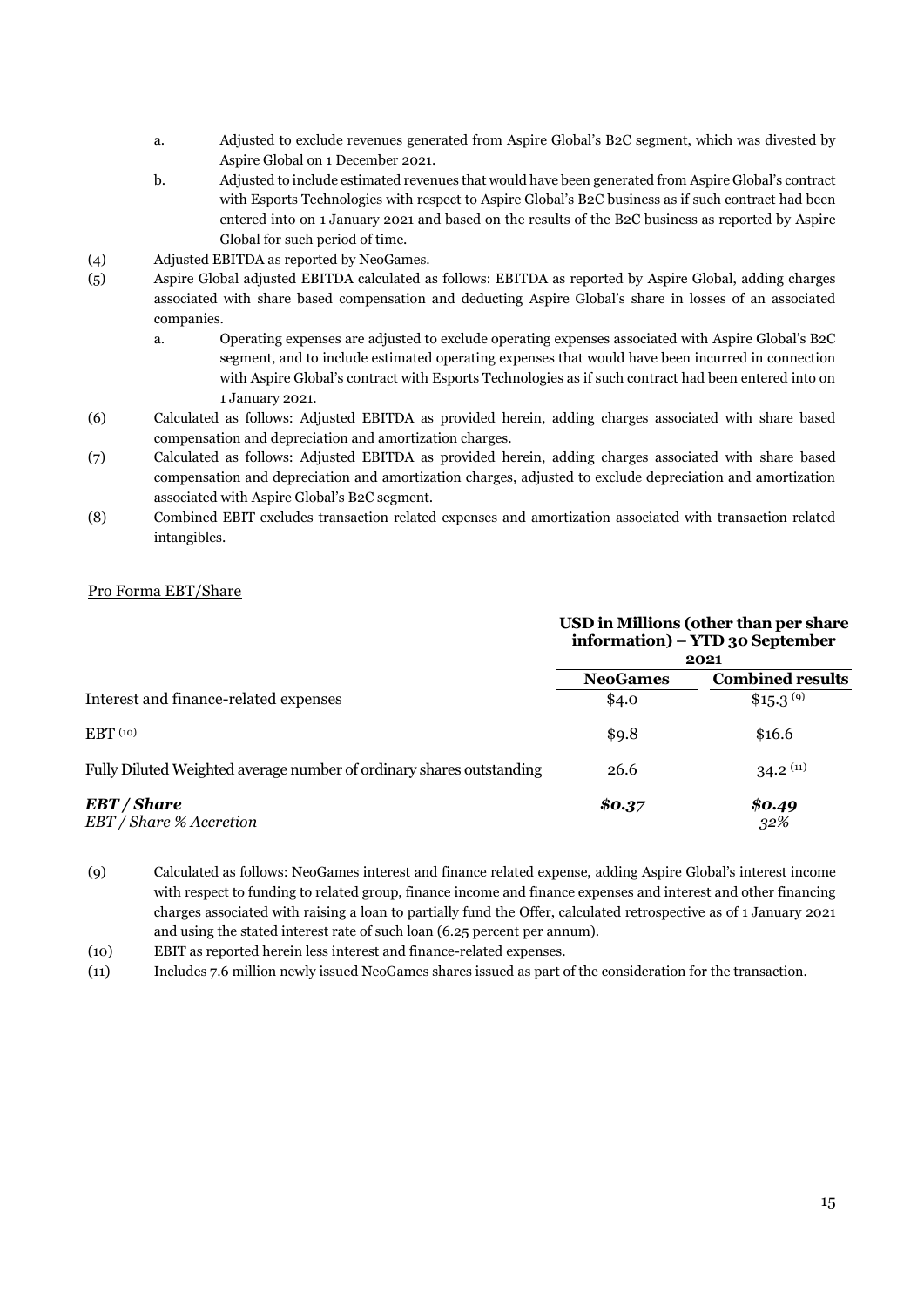a. Adjusted to exclude revenues generated from Aspire Global's B2C segment, which was divested by Aspire Global on 1 December 2021.

b. Adjusted to include estimated revenues that would have been generated from Aspire Global's contract with Esports Technologies with respect to Aspire Global's B2C business as if such contract had been entered into on 1 January 2021 and based on the results of the B2C business as reported by Aspire Global for such period of time.

(4) Adjusted EBITDA as reported by NeoGames.

(5) Aspire Global adjusted EBITDA calculated as follows: EBITDA as reported by Aspire Global, adding charges associated with share based compensation and deducting Aspire Global's share in losses of an associated companies.

a. Operating expenses are adjusted to exclude operating expenses associated with Aspire Global's B2C segment, and to include estimated operating expenses that would have been incurred in connection with Aspire Global's contract with Esports Technologies as if such contract had been entered into on 1 January 2021.

(6) Calculated as follows: Adjusted EBITDA as provided herein, adding charges associated with share based compensation and depreciation and amortization charges.

(7) Calculated as follows: Adjusted EBITDA as provided herein, adding charges associated with share based compensation and depreciation and amortization charges, adjusted to exclude depreciation and amortization associated with Aspire Global's B2C segment.

(8) Combined EBIT excludes transaction related expenses and amortization associated with transaction related intangibles.

Pro Forma EBT/Share

| | **USD in Millions (other than per share information) – YTD 30 September 2021** | |
|---|---|---|
| | **NeoGames** | **Combined results** |
| Interest and finance-related expenses | $4.0 | $15.3 (9) |
| EBT (10) | $9.8 | $16.6 |
| Fully Diluted Weighted average number of ordinary shares outstanding | 26.6 | 34.2 (11) |
| ***EBT / Share*** | ***$0.37*** | ***$0.49*** |
| *EBT / Share % Accretion* | | *32%* |

(9) Calculated as follows: NeoGames interest and finance related expense, adding Aspire Global's interest income with respect to funding to related group, finance income and finance expenses and interest and other financing charges associated with raising a loan to partially fund the Offer, calculated retrospective as of 1 January 2021 and using the stated interest rate of such loan (6.25 percent per annum).

(10) EBIT as reported herein less interest and finance-related expenses.

(11) Includes 7.6 million newly issued NeoGames shares issued as part of the consideration for the transaction.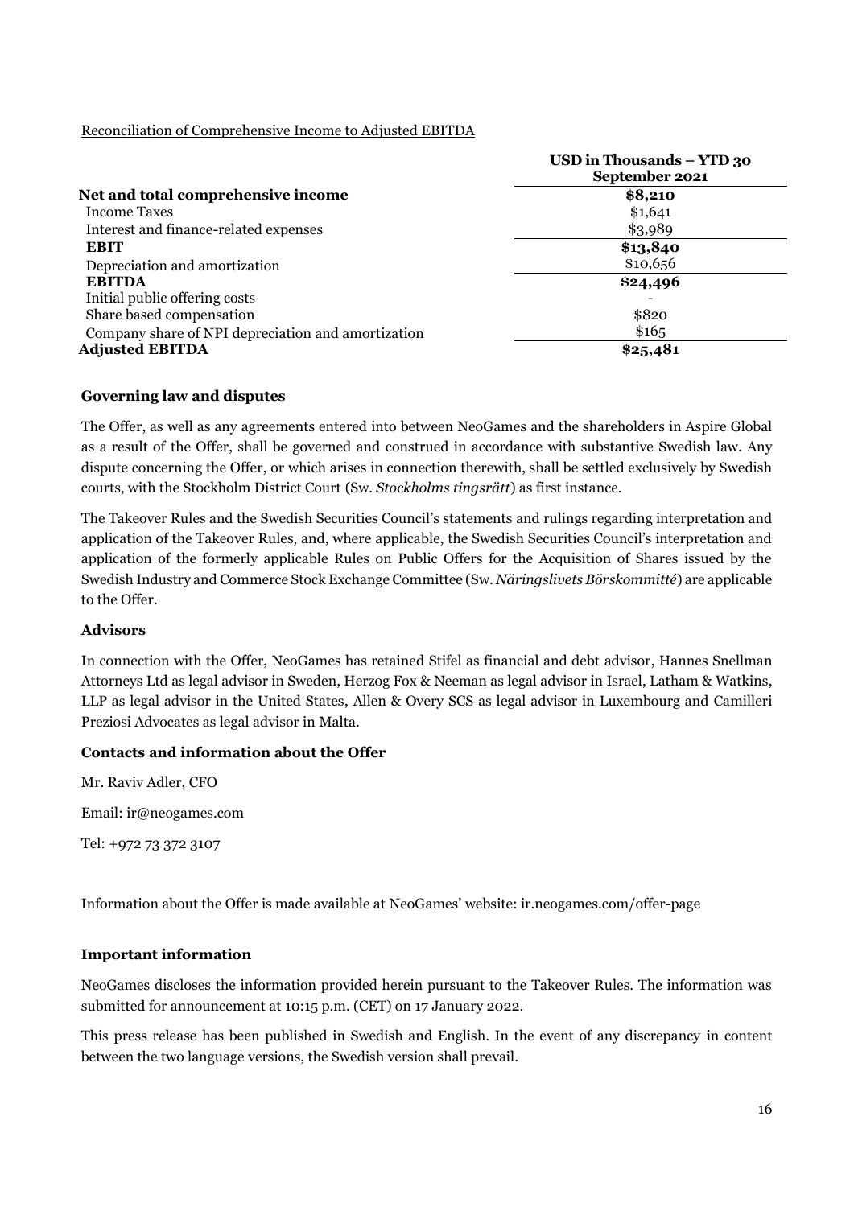Reconciliation of Comprehensive Income to Adjusted EBITDA

| | USD in Thousands – YTD 30 September 2021 |
|---|---|
| **Net and total comprehensive income** | **$8,210** |
| Income Taxes | $1,641 |
| Interest and finance-related expenses | $3,989 |
| **EBIT** | **$13,840** |
| Depreciation and amortization | $10,656 |
| **EBITDA** | **$24,496** |
| Initial public offering costs | - |
| Share based compensation | $820 |
| Company share of NPI depreciation and amortization | $165 |
| **Adjusted EBITDA** | **$25,481** |

### Governing law and disputes

The Offer, as well as any agreements entered into between NeoGames and the shareholders in Aspire Global as a result of the Offer, shall be governed and construed in accordance with substantive Swedish law. Any dispute concerning the Offer, or which arises in connection therewith, shall be settled exclusively by Swedish courts, with the Stockholm District Court (Sw. *Stockholms tingsrätt*) as first instance.

The Takeover Rules and the Swedish Securities Council's statements and rulings regarding interpretation and application of the Takeover Rules, and, where applicable, the Swedish Securities Council's interpretation and application of the formerly applicable Rules on Public Offers for the Acquisition of Shares issued by the Swedish Industry and Commerce Stock Exchange Committee (Sw. *Näringslivets Börskommitté*) are applicable to the Offer.

### Advisors

In connection with the Offer, NeoGames has retained Stifel as financial and debt advisor, Hannes Snellman Attorneys Ltd as legal advisor in Sweden, Herzog Fox & Neeman as legal advisor in Israel, Latham & Watkins, LLP as legal advisor in the United States, Allen & Overy SCS as legal advisor in Luxembourg and Camilleri Preziosi Advocates as legal advisor in Malta.

### Contacts and information about the Offer

Mr. Raviv Adler, CFO

Email: ir@neogames.com

Tel: +972 73 372 3107

Information about the Offer is made available at NeoGames' website: ir.neogames.com/offer-page

### Important information

NeoGames discloses the information provided herein pursuant to the Takeover Rules. The information was submitted for announcement at 10:15 p.m. (CET) on 17 January 2022.

This press release has been published in Swedish and English. In the event of any discrepancy in content between the two language versions, the Swedish version shall prevail.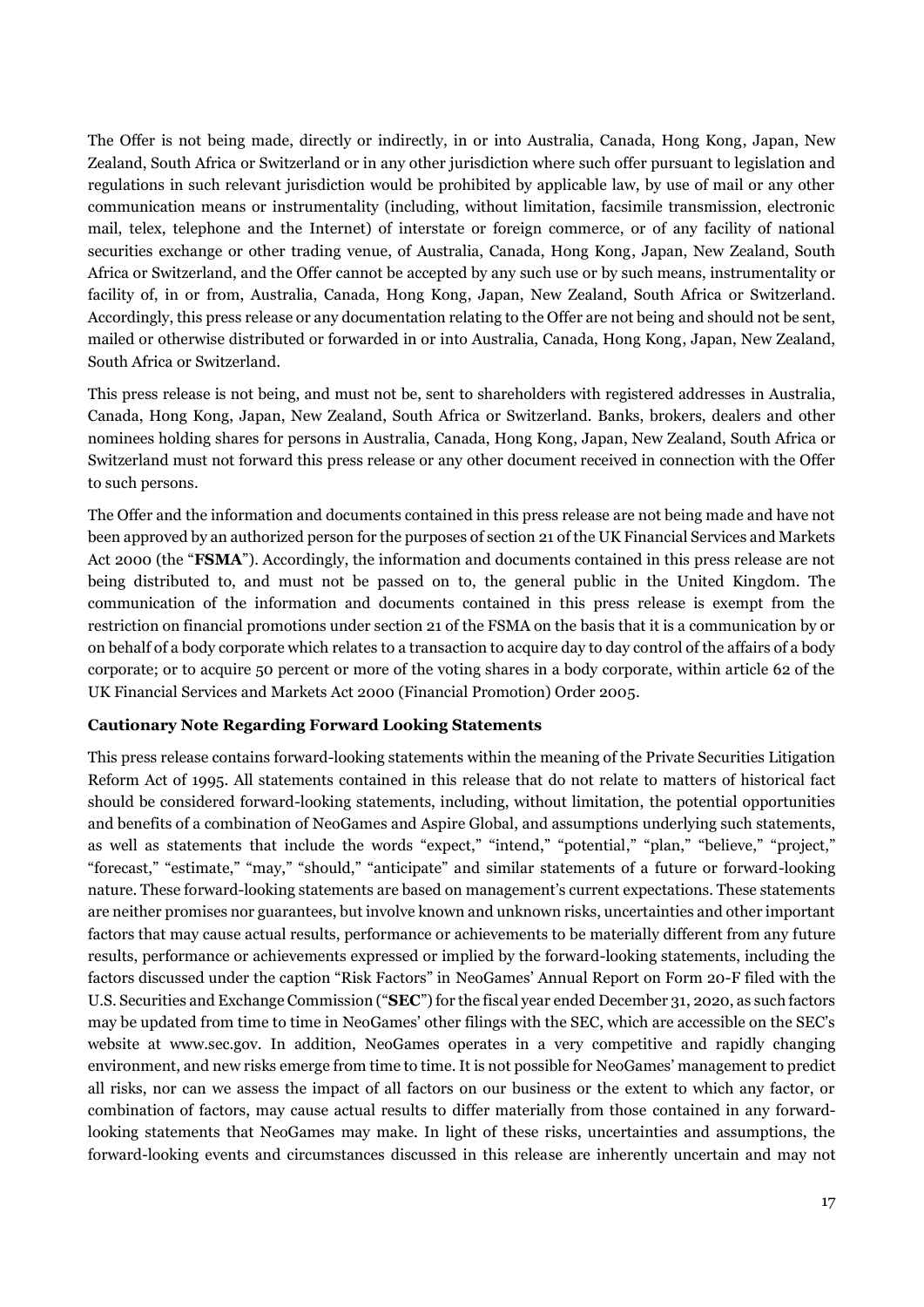The Offer is not being made, directly or indirectly, in or into Australia, Canada, Hong Kong, Japan, New Zealand, South Africa or Switzerland or in any other jurisdiction where such offer pursuant to legislation and regulations in such relevant jurisdiction would be prohibited by applicable law, by use of mail or any other communication means or instrumentality (including, without limitation, facsimile transmission, electronic mail, telex, telephone and the Internet) of interstate or foreign commerce, or of any facility of national securities exchange or other trading venue, of Australia, Canada, Hong Kong, Japan, New Zealand, South Africa or Switzerland, and the Offer cannot be accepted by any such use or by such means, instrumentality or facility of, in or from, Australia, Canada, Hong Kong, Japan, New Zealand, South Africa or Switzerland. Accordingly, this press release or any documentation relating to the Offer are not being and should not be sent, mailed or otherwise distributed or forwarded in or into Australia, Canada, Hong Kong, Japan, New Zealand, South Africa or Switzerland.

This press release is not being, and must not be, sent to shareholders with registered addresses in Australia, Canada, Hong Kong, Japan, New Zealand, South Africa or Switzerland. Banks, brokers, dealers and other nominees holding shares for persons in Australia, Canada, Hong Kong, Japan, New Zealand, South Africa or Switzerland must not forward this press release or any other document received in connection with the Offer to such persons.

The Offer and the information and documents contained in this press release are not being made and have not been approved by an authorized person for the purposes of section 21 of the UK Financial Services and Markets Act 2000 (the "**FSMA**"). Accordingly, the information and documents contained in this press release are not being distributed to, and must not be passed on to, the general public in the United Kingdom. The communication of the information and documents contained in this press release is exempt from the restriction on financial promotions under section 21 of the FSMA on the basis that it is a communication by or on behalf of a body corporate which relates to a transaction to acquire day to day control of the affairs of a body corporate; or to acquire 50 percent or more of the voting shares in a body corporate, within article 62 of the UK Financial Services and Markets Act 2000 (Financial Promotion) Order 2005.

**Cautionary Note Regarding Forward Looking Statements**

This press release contains forward-looking statements within the meaning of the Private Securities Litigation Reform Act of 1995. All statements contained in this release that do not relate to matters of historical fact should be considered forward-looking statements, including, without limitation, the potential opportunities and benefits of a combination of NeoGames and Aspire Global, and assumptions underlying such statements, as well as statements that include the words "expect," "intend," "potential," "plan," "believe," "project," "forecast," "estimate," "may," "should," "anticipate" and similar statements of a future or forward-looking nature. These forward-looking statements are based on management's current expectations. These statements are neither promises nor guarantees, but involve known and unknown risks, uncertainties and other important factors that may cause actual results, performance or achievements to be materially different from any future results, performance or achievements expressed or implied by the forward-looking statements, including the factors discussed under the caption "Risk Factors" in NeoGames' Annual Report on Form 20-F filed with the U.S. Securities and Exchange Commission ("**SEC**") for the fiscal year ended December 31, 2020, as such factors may be updated from time to time in NeoGames' other filings with the SEC, which are accessible on the SEC's website at www.sec.gov. In addition, NeoGames operates in a very competitive and rapidly changing environment, and new risks emerge from time to time. It is not possible for NeoGames' management to predict all risks, nor can we assess the impact of all factors on our business or the extent to which any factor, or combination of factors, may cause actual results to differ materially from those contained in any forward-looking statements that NeoGames may make. In light of these risks, uncertainties and assumptions, the forward-looking events and circumstances discussed in this release are inherently uncertain and may not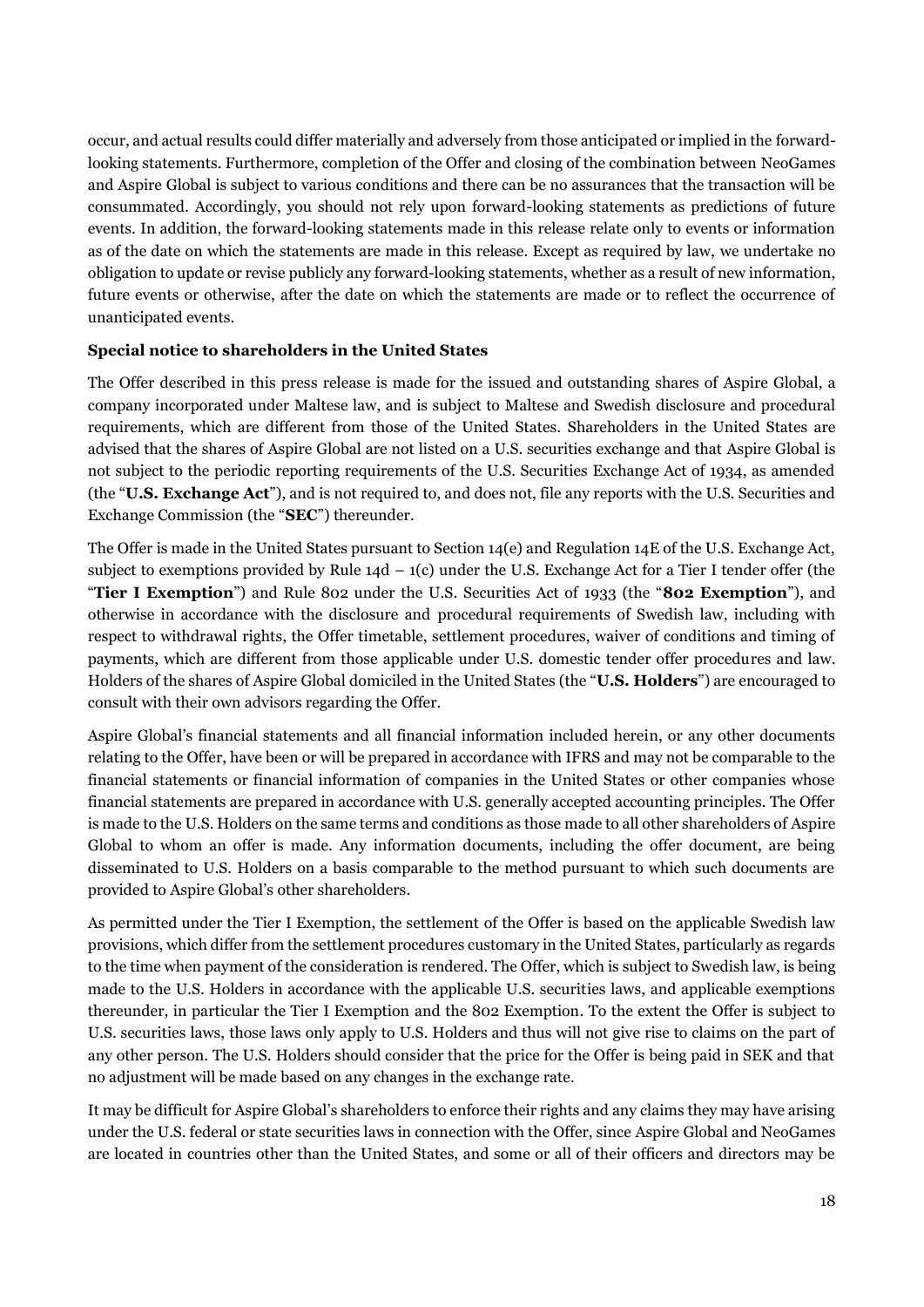occur, and actual results could differ materially and adversely from those anticipated or implied in the forward-looking statements. Furthermore, completion of the Offer and closing of the combination between NeoGames and Aspire Global is subject to various conditions and there can be no assurances that the transaction will be consummated. Accordingly, you should not rely upon forward-looking statements as predictions of future events. In addition, the forward-looking statements made in this release relate only to events or information as of the date on which the statements are made in this release. Except as required by law, we undertake no obligation to update or revise publicly any forward-looking statements, whether as a result of new information, future events or otherwise, after the date on which the statements are made or to reflect the occurrence of unanticipated events.

**Special notice to shareholders in the United States**

The Offer described in this press release is made for the issued and outstanding shares of Aspire Global, a company incorporated under Maltese law, and is subject to Maltese and Swedish disclosure and procedural requirements, which are different from those of the United States. Shareholders in the United States are advised that the shares of Aspire Global are not listed on a U.S. securities exchange and that Aspire Global is not subject to the periodic reporting requirements of the U.S. Securities Exchange Act of 1934, as amended (the "**U.S. Exchange Act**"), and is not required to, and does not, file any reports with the U.S. Securities and Exchange Commission (the "**SEC**") thereunder.

The Offer is made in the United States pursuant to Section 14(e) and Regulation 14E of the U.S. Exchange Act, subject to exemptions provided by Rule 14d – 1(c) under the U.S. Exchange Act for a Tier I tender offer (the "**Tier I Exemption**") and Rule 802 under the U.S. Securities Act of 1933 (the "**802 Exemption**"), and otherwise in accordance with the disclosure and procedural requirements of Swedish law, including with respect to withdrawal rights, the Offer timetable, settlement procedures, waiver of conditions and timing of payments, which are different from those applicable under U.S. domestic tender offer procedures and law. Holders of the shares of Aspire Global domiciled in the United States (the "**U.S. Holders**") are encouraged to consult with their own advisors regarding the Offer.

Aspire Global's financial statements and all financial information included herein, or any other documents relating to the Offer, have been or will be prepared in accordance with IFRS and may not be comparable to the financial statements or financial information of companies in the United States or other companies whose financial statements are prepared in accordance with U.S. generally accepted accounting principles. The Offer is made to the U.S. Holders on the same terms and conditions as those made to all other shareholders of Aspire Global to whom an offer is made. Any information documents, including the offer document, are being disseminated to U.S. Holders on a basis comparable to the method pursuant to which such documents are provided to Aspire Global's other shareholders.

As permitted under the Tier I Exemption, the settlement of the Offer is based on the applicable Swedish law provisions, which differ from the settlement procedures customary in the United States, particularly as regards to the time when payment of the consideration is rendered. The Offer, which is subject to Swedish law, is being made to the U.S. Holders in accordance with the applicable U.S. securities laws, and applicable exemptions thereunder, in particular the Tier I Exemption and the 802 Exemption. To the extent the Offer is subject to U.S. securities laws, those laws only apply to U.S. Holders and thus will not give rise to claims on the part of any other person. The U.S. Holders should consider that the price for the Offer is being paid in SEK and that no adjustment will be made based on any changes in the exchange rate.

It may be difficult for Aspire Global's shareholders to enforce their rights and any claims they may have arising under the U.S. federal or state securities laws in connection with the Offer, since Aspire Global and NeoGames are located in countries other than the United States, and some or all of their officers and directors may be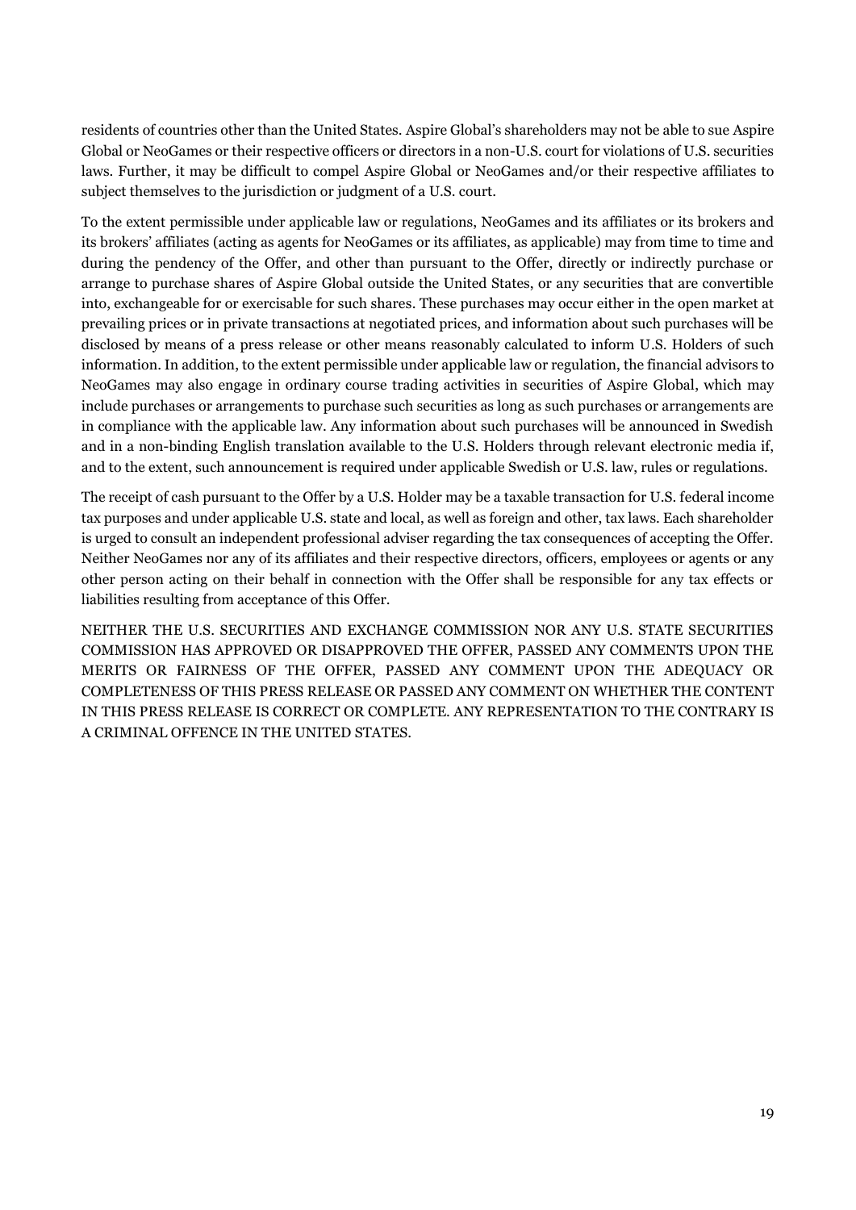residents of countries other than the United States. Aspire Global's shareholders may not be able to sue Aspire Global or NeoGames or their respective officers or directors in a non-U.S. court for violations of U.S. securities laws. Further, it may be difficult to compel Aspire Global or NeoGames and/or their respective affiliates to subject themselves to the jurisdiction or judgment of a U.S. court.

To the extent permissible under applicable law or regulations, NeoGames and its affiliates or its brokers and its brokers' affiliates (acting as agents for NeoGames or its affiliates, as applicable) may from time to time and during the pendency of the Offer, and other than pursuant to the Offer, directly or indirectly purchase or arrange to purchase shares of Aspire Global outside the United States, or any securities that are convertible into, exchangeable for or exercisable for such shares. These purchases may occur either in the open market at prevailing prices or in private transactions at negotiated prices, and information about such purchases will be disclosed by means of a press release or other means reasonably calculated to inform U.S. Holders of such information. In addition, to the extent permissible under applicable law or regulation, the financial advisors to NeoGames may also engage in ordinary course trading activities in securities of Aspire Global, which may include purchases or arrangements to purchase such securities as long as such purchases or arrangements are in compliance with the applicable law. Any information about such purchases will be announced in Swedish and in a non-binding English translation available to the U.S. Holders through relevant electronic media if, and to the extent, such announcement is required under applicable Swedish or U.S. law, rules or regulations.

The receipt of cash pursuant to the Offer by a U.S. Holder may be a taxable transaction for U.S. federal income tax purposes and under applicable U.S. state and local, as well as foreign and other, tax laws. Each shareholder is urged to consult an independent professional adviser regarding the tax consequences of accepting the Offer. Neither NeoGames nor any of its affiliates and their respective directors, officers, employees or agents or any other person acting on their behalf in connection with the Offer shall be responsible for any tax effects or liabilities resulting from acceptance of this Offer.

NEITHER THE U.S. SECURITIES AND EXCHANGE COMMISSION NOR ANY U.S. STATE SECURITIES COMMISSION HAS APPROVED OR DISAPPROVED THE OFFER, PASSED ANY COMMENTS UPON THE MERITS OR FAIRNESS OF THE OFFER, PASSED ANY COMMENT UPON THE ADEQUACY OR COMPLETENESS OF THIS PRESS RELEASE OR PASSED ANY COMMENT ON WHETHER THE CONTENT IN THIS PRESS RELEASE IS CORRECT OR COMPLETE. ANY REPRESENTATION TO THE CONTRARY IS A CRIMINAL OFFENCE IN THE UNITED STATES.